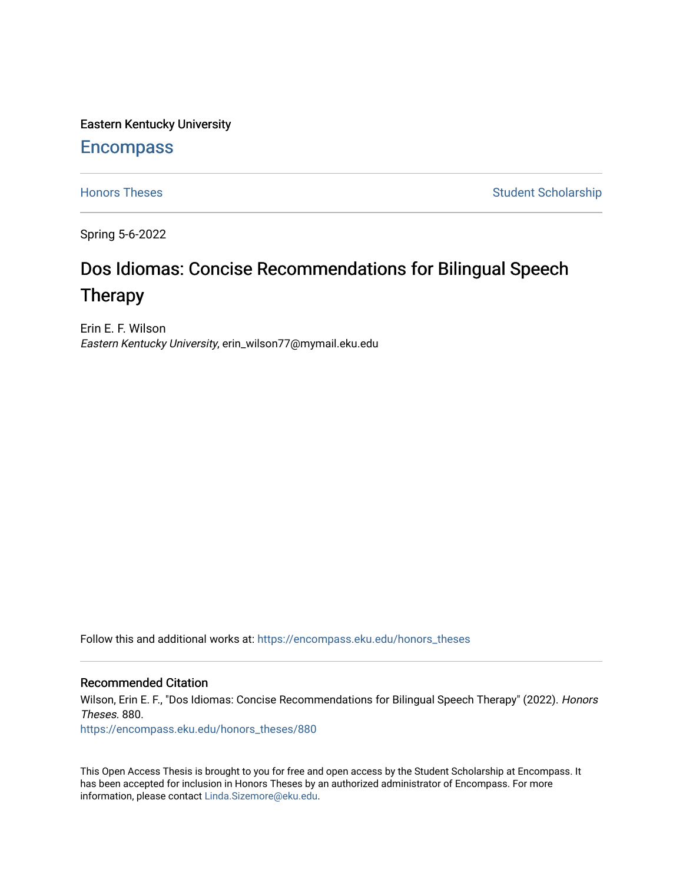Eastern Kentucky University

# Encompass

Honors Theses | Student Scholarship

Spring 5-6-2022

## Dos Idiomas: Concise Recommendations for Bilingual Speech Therapy

Erin E. F. Wilson
*Eastern Kentucky University*, erin_wilson77@mymail.eku.edu

Follow this and additional works at: https://encompass.eku.edu/honors_theses

### Recommended Citation

Wilson, Erin E. F., "Dos Idiomas: Concise Recommendations for Bilingual Speech Therapy" (2022). *Honors Theses*. 880.
https://encompass.eku.edu/honors_theses/880

This Open Access Thesis is brought to you for free and open access by the Student Scholarship at Encompass. It has been accepted for inclusion in Honors Theses by an authorized administrator of Encompass. For more information, please contact Linda.Sizemore@eku.edu.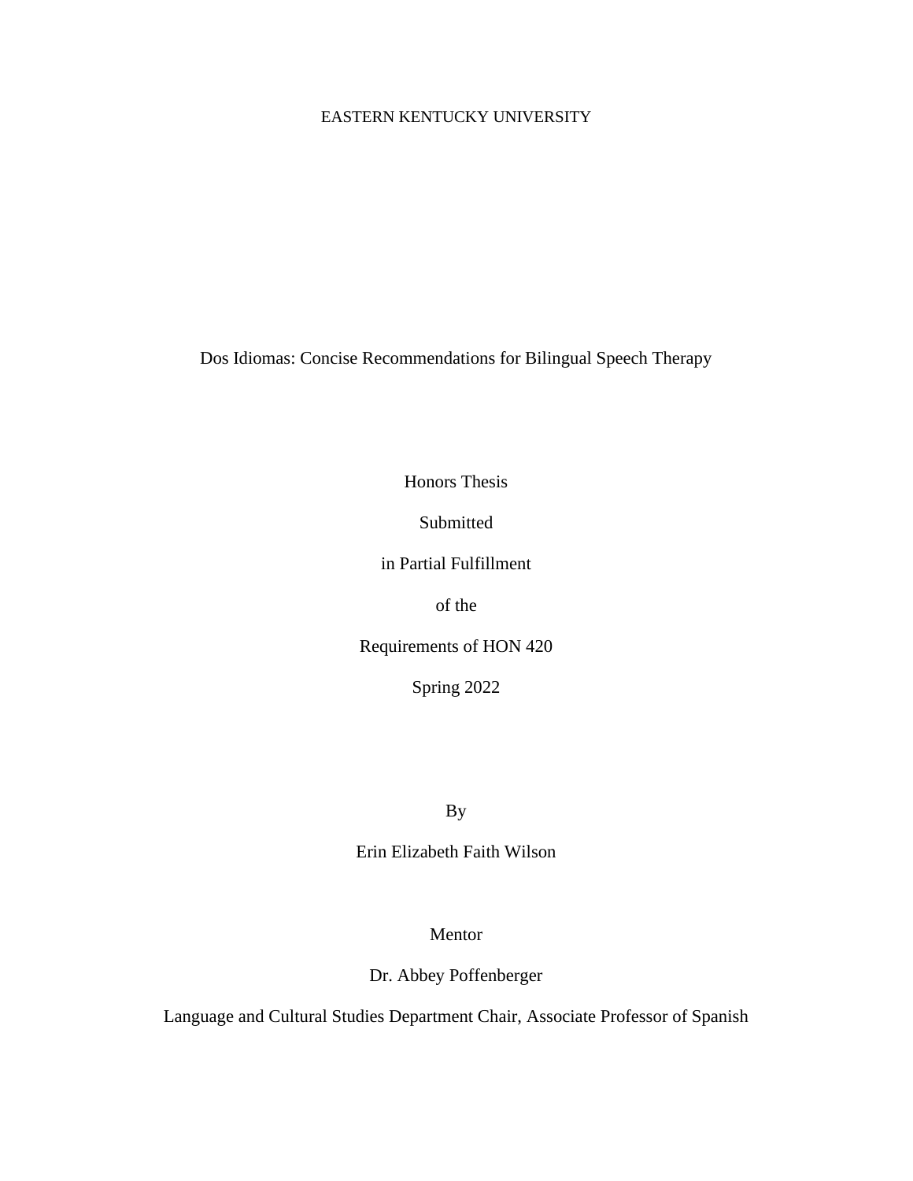EASTERN KENTUCKY UNIVERSITY

# Dos Idiomas: Concise Recommendations for Bilingual Speech Therapy

Honors Thesis

Submitted

in Partial Fulfillment

of the

Requirements of HON 420

Spring 2022

By

Erin Elizabeth Faith Wilson

Mentor

Dr. Abbey Poffenberger

Language and Cultural Studies Department Chair, Associate Professor of Spanish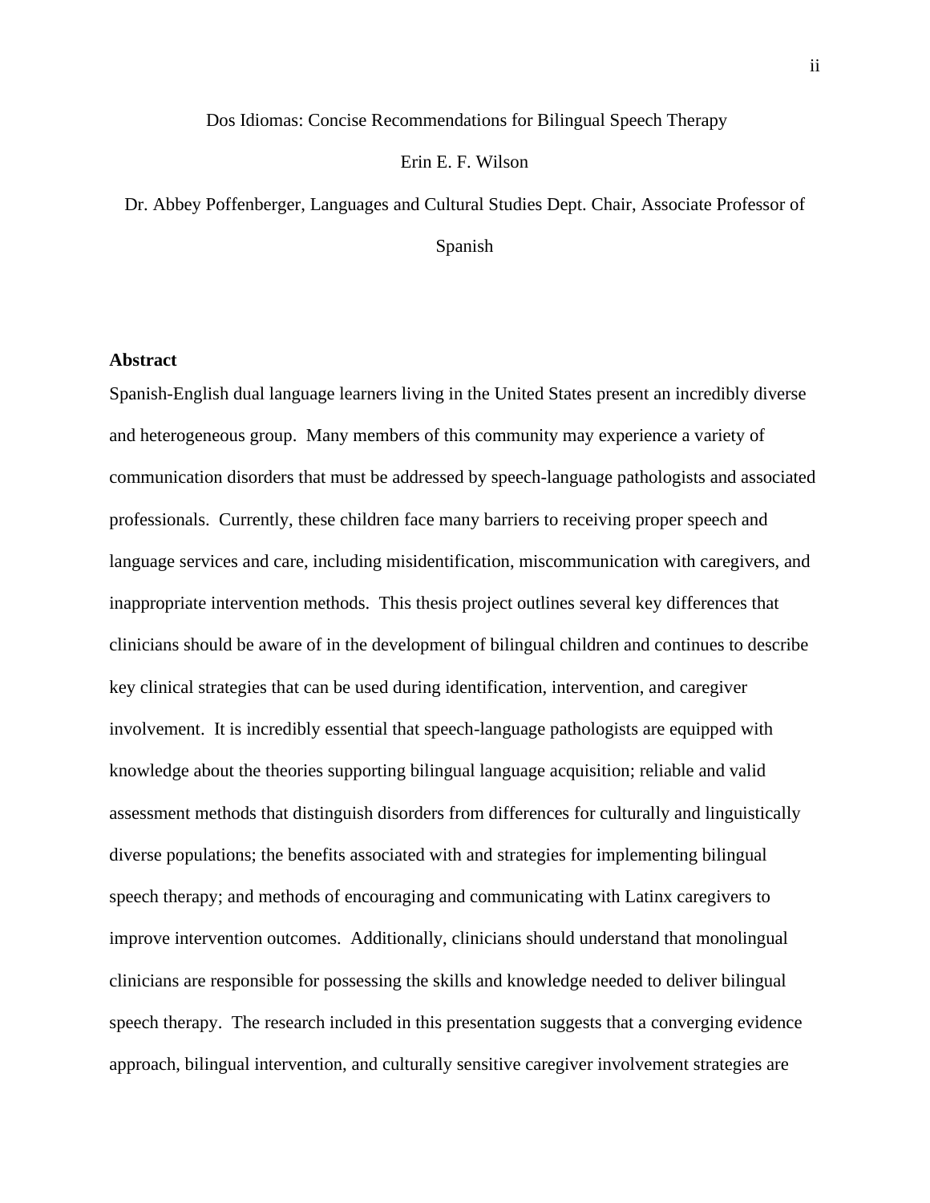Dos Idiomas: Concise Recommendations for Bilingual Speech Therapy

Erin E. F. Wilson

Dr. Abbey Poffenberger, Languages and Cultural Studies Dept. Chair, Associate Professor of Spanish

**Abstract**

Spanish-English dual language learners living in the United States present an incredibly diverse and heterogeneous group. Many members of this community may experience a variety of communication disorders that must be addressed by speech-language pathologists and associated professionals. Currently, these children face many barriers to receiving proper speech and language services and care, including misidentification, miscommunication with caregivers, and inappropriate intervention methods. This thesis project outlines several key differences that clinicians should be aware of in the development of bilingual children and continues to describe key clinical strategies that can be used during identification, intervention, and caregiver involvement. It is incredibly essential that speech-language pathologists are equipped with knowledge about the theories supporting bilingual language acquisition; reliable and valid assessment methods that distinguish disorders from differences for culturally and linguistically diverse populations; the benefits associated with and strategies for implementing bilingual speech therapy; and methods of encouraging and communicating with Latinx caregivers to improve intervention outcomes. Additionally, clinicians should understand that monolingual clinicians are responsible for possessing the skills and knowledge needed to deliver bilingual speech therapy. The research included in this presentation suggests that a converging evidence approach, bilingual intervention, and culturally sensitive caregiver involvement strategies are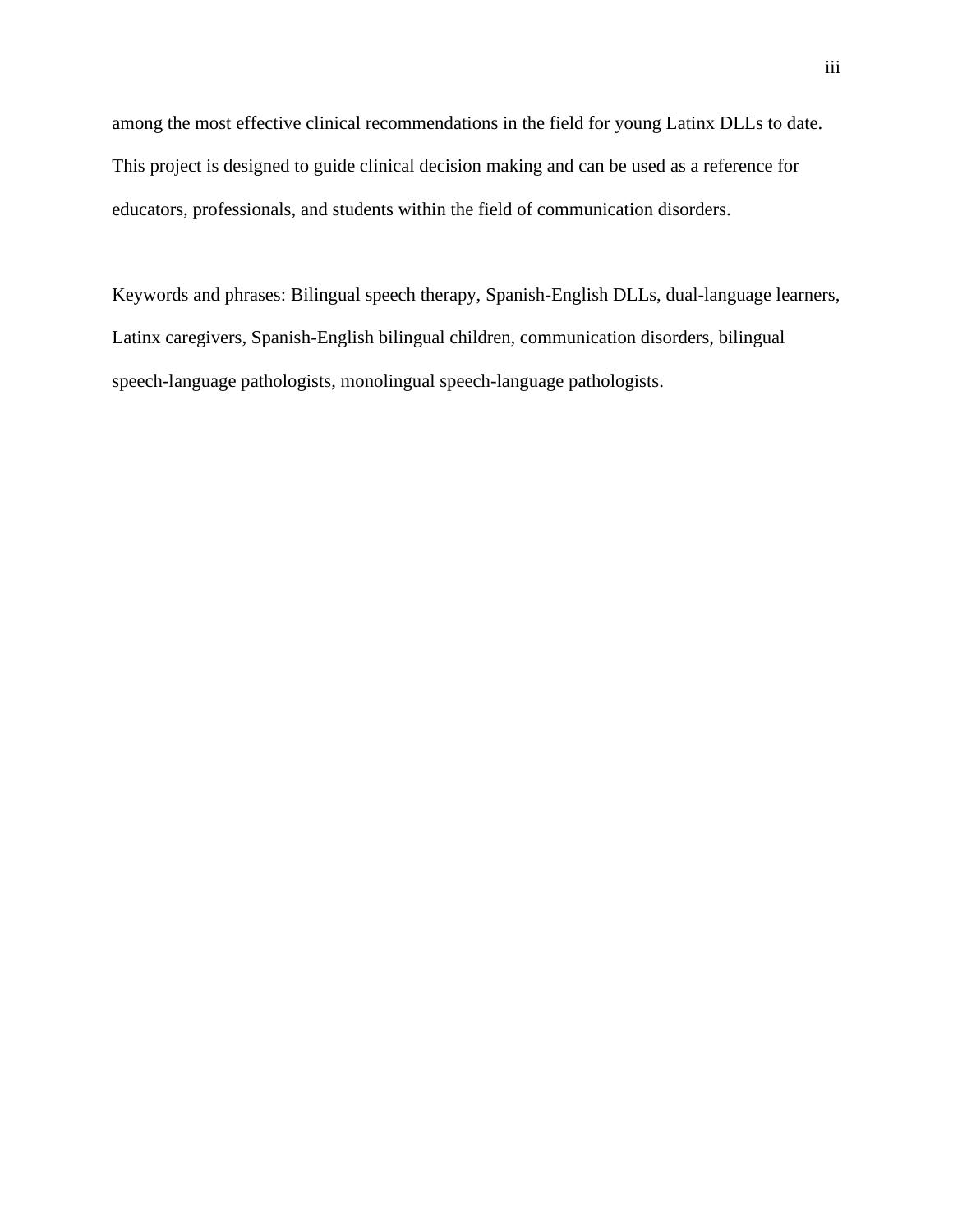among the most effective clinical recommendations in the field for young Latinx DLLs to date. This project is designed to guide clinical decision making and can be used as a reference for educators, professionals, and students within the field of communication disorders.

Keywords and phrases: Bilingual speech therapy, Spanish-English DLLs, dual-language learners, Latinx caregivers, Spanish-English bilingual children, communication disorders, bilingual speech-language pathologists, monolingual speech-language pathologists.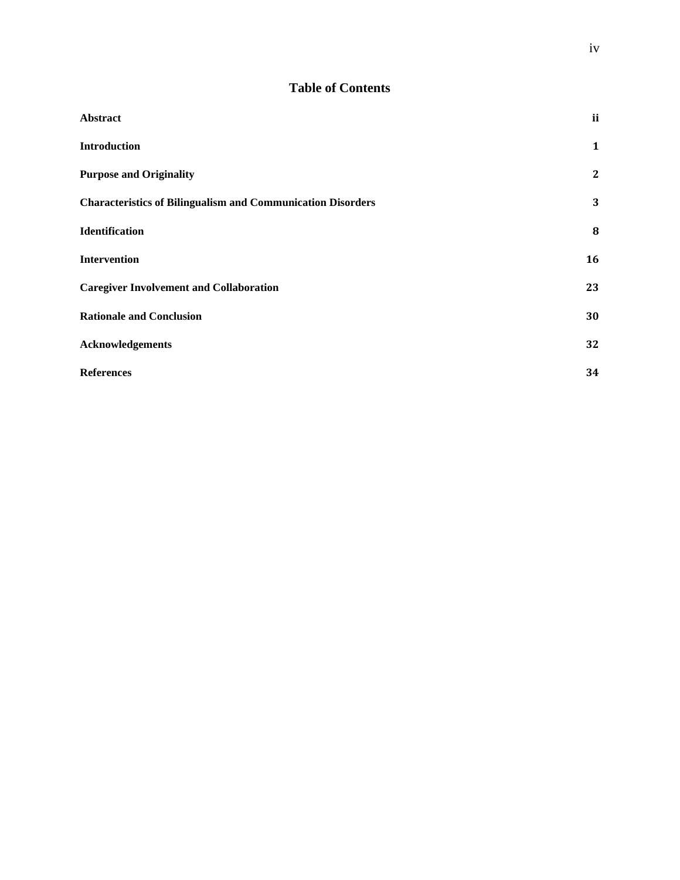# Table of Contents

| | |
|---|---|
| **Abstract** | **ii** |
| **Introduction** | **1** |
| **Purpose and Originality** | **2** |
| **Characteristics of Bilingualism and Communication Disorders** | **3** |
| **Identification** | **8** |
| **Intervention** | **16** |
| **Caregiver Involvement and Collaboration** | **23** |
| **Rationale and Conclusion** | **30** |
| **Acknowledgements** | **32** |
| **References** | **34** |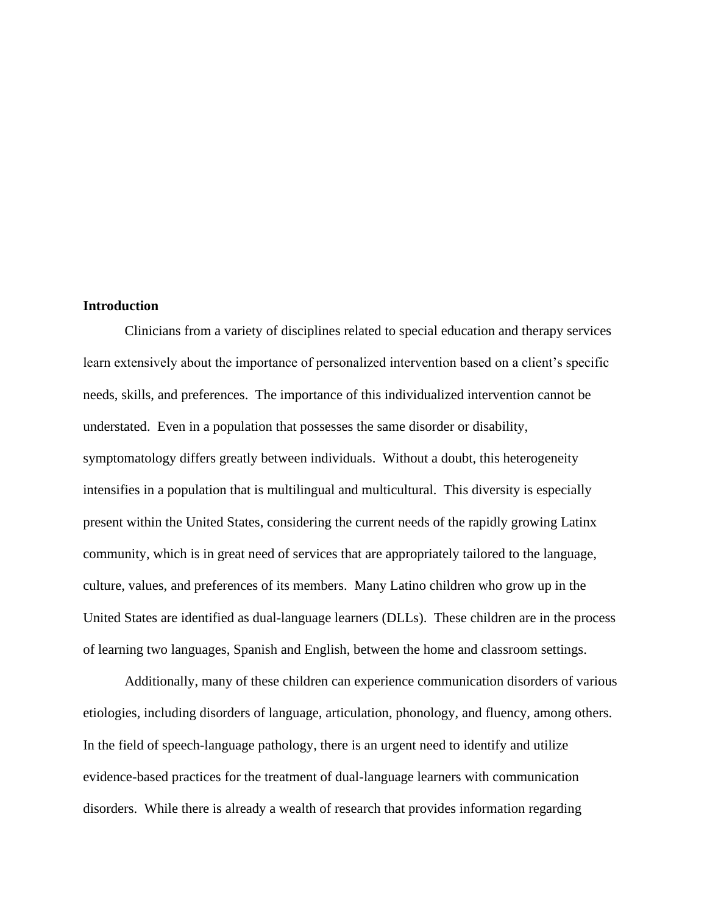## Introduction

Clinicians from a variety of disciplines related to special education and therapy services learn extensively about the importance of personalized intervention based on a client's specific needs, skills, and preferences. The importance of this individualized intervention cannot be understated. Even in a population that possesses the same disorder or disability, symptomatology differs greatly between individuals. Without a doubt, this heterogeneity intensifies in a population that is multilingual and multicultural. This diversity is especially present within the United States, considering the current needs of the rapidly growing Latinx community, which is in great need of services that are appropriately tailored to the language, culture, values, and preferences of its members. Many Latino children who grow up in the United States are identified as dual-language learners (DLLs). These children are in the process of learning two languages, Spanish and English, between the home and classroom settings.

Additionally, many of these children can experience communication disorders of various etiologies, including disorders of language, articulation, phonology, and fluency, among others. In the field of speech-language pathology, there is an urgent need to identify and utilize evidence-based practices for the treatment of dual-language learners with communication disorders. While there is already a wealth of research that provides information regarding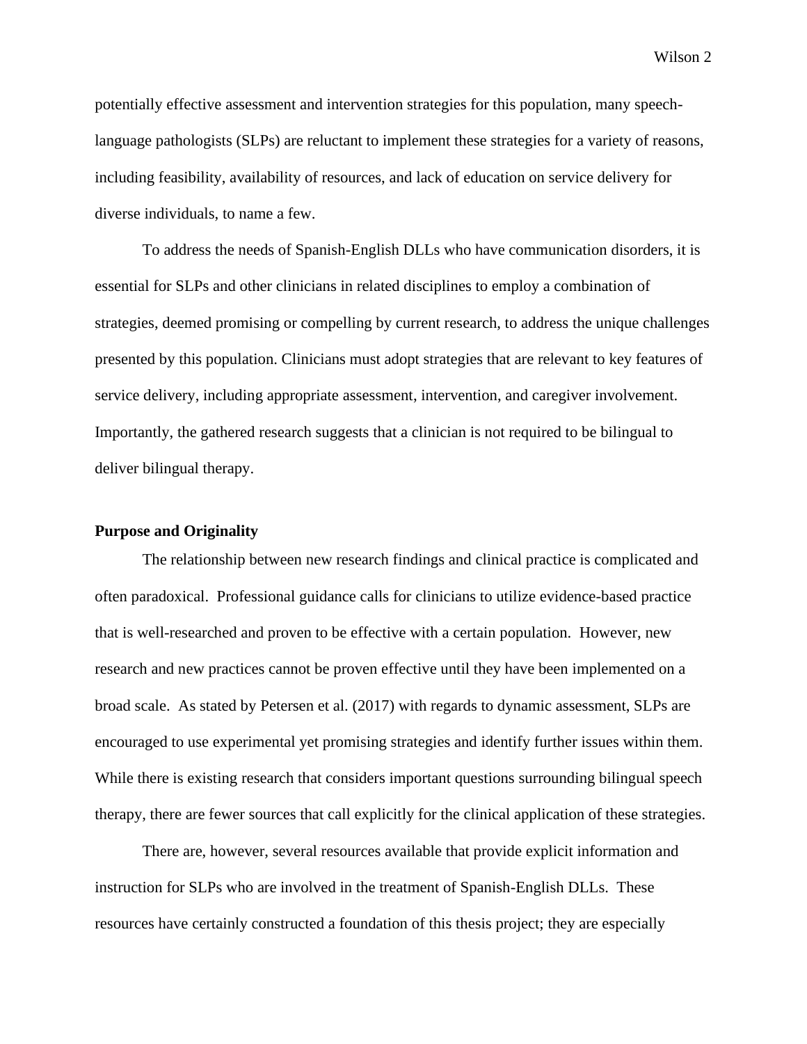potentially effective assessment and intervention strategies for this population, many speech-language pathologists (SLPs) are reluctant to implement these strategies for a variety of reasons, including feasibility, availability of resources, and lack of education on service delivery for diverse individuals, to name a few.

To address the needs of Spanish-English DLLs who have communication disorders, it is essential for SLPs and other clinicians in related disciplines to employ a combination of strategies, deemed promising or compelling by current research, to address the unique challenges presented by this population. Clinicians must adopt strategies that are relevant to key features of service delivery, including appropriate assessment, intervention, and caregiver involvement. Importantly, the gathered research suggests that a clinician is not required to be bilingual to deliver bilingual therapy.

## Purpose and Originality

The relationship between new research findings and clinical practice is complicated and often paradoxical. Professional guidance calls for clinicians to utilize evidence-based practice that is well-researched and proven to be effective with a certain population. However, new research and new practices cannot be proven effective until they have been implemented on a broad scale. As stated by Petersen et al. (2017) with regards to dynamic assessment, SLPs are encouraged to use experimental yet promising strategies and identify further issues within them. While there is existing research that considers important questions surrounding bilingual speech therapy, there are fewer sources that call explicitly for the clinical application of these strategies.

There are, however, several resources available that provide explicit information and instruction for SLPs who are involved in the treatment of Spanish-English DLLs. These resources have certainly constructed a foundation of this thesis project; they are especially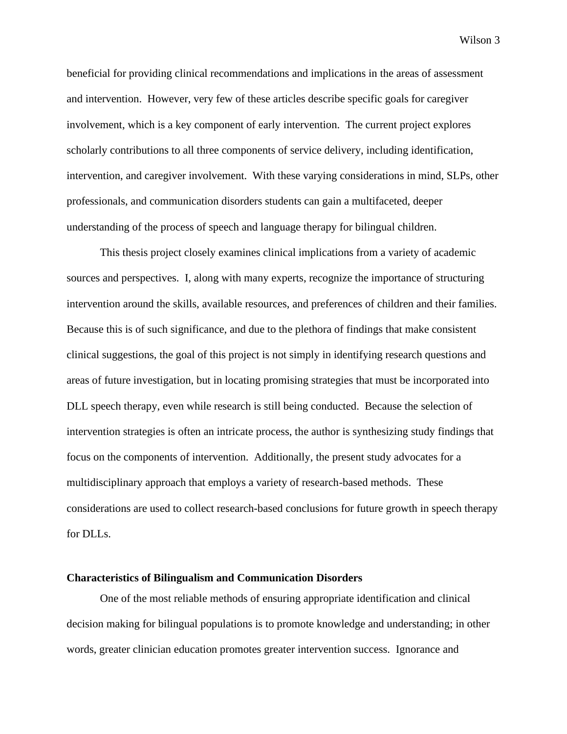beneficial for providing clinical recommendations and implications in the areas of assessment and intervention. However, very few of these articles describe specific goals for caregiver involvement, which is a key component of early intervention. The current project explores scholarly contributions to all three components of service delivery, including identification, intervention, and caregiver involvement. With these varying considerations in mind, SLPs, other professionals, and communication disorders students can gain a multifaceted, deeper understanding of the process of speech and language therapy for bilingual children.

This thesis project closely examines clinical implications from a variety of academic sources and perspectives. I, along with many experts, recognize the importance of structuring intervention around the skills, available resources, and preferences of children and their families. Because this is of such significance, and due to the plethora of findings that make consistent clinical suggestions, the goal of this project is not simply in identifying research questions and areas of future investigation, but in locating promising strategies that must be incorporated into DLL speech therapy, even while research is still being conducted. Because the selection of intervention strategies is often an intricate process, the author is synthesizing study findings that focus on the components of intervention. Additionally, the present study advocates for a multidisciplinary approach that employs a variety of research-based methods. These considerations are used to collect research-based conclusions for future growth in speech therapy for DLLs.

**Characteristics of Bilingualism and Communication Disorders**

One of the most reliable methods of ensuring appropriate identification and clinical decision making for bilingual populations is to promote knowledge and understanding; in other words, greater clinician education promotes greater intervention success. Ignorance and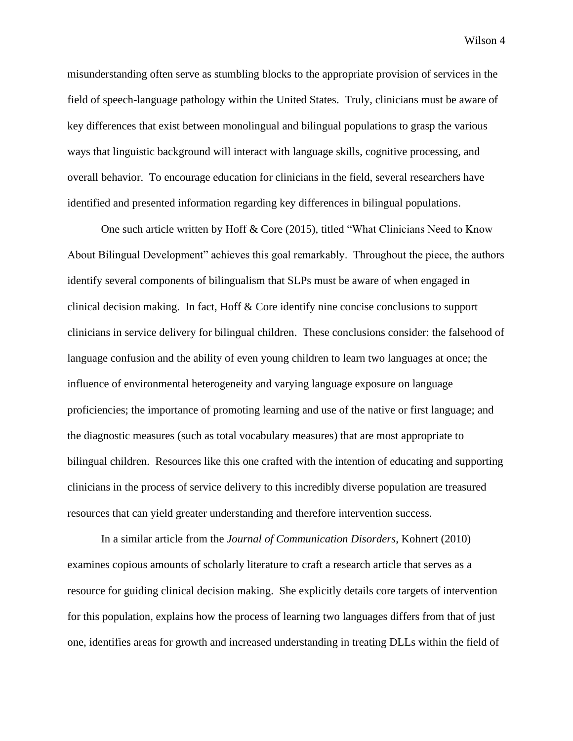misunderstanding often serve as stumbling blocks to the appropriate provision of services in the field of speech-language pathology within the United States. Truly, clinicians must be aware of key differences that exist between monolingual and bilingual populations to grasp the various ways that linguistic background will interact with language skills, cognitive processing, and overall behavior. To encourage education for clinicians in the field, several researchers have identified and presented information regarding key differences in bilingual populations.

One such article written by Hoff & Core (2015), titled "What Clinicians Need to Know About Bilingual Development" achieves this goal remarkably. Throughout the piece, the authors identify several components of bilingualism that SLPs must be aware of when engaged in clinical decision making. In fact, Hoff & Core identify nine concise conclusions to support clinicians in service delivery for bilingual children. These conclusions consider: the falsehood of language confusion and the ability of even young children to learn two languages at once; the influence of environmental heterogeneity and varying language exposure on language proficiencies; the importance of promoting learning and use of the native or first language; and the diagnostic measures (such as total vocabulary measures) that are most appropriate to bilingual children. Resources like this one crafted with the intention of educating and supporting clinicians in the process of service delivery to this incredibly diverse population are treasured resources that can yield greater understanding and therefore intervention success.

In a similar article from the *Journal of Communication Disorders*, Kohnert (2010) examines copious amounts of scholarly literature to craft a research article that serves as a resource for guiding clinical decision making. She explicitly details core targets of intervention for this population, explains how the process of learning two languages differs from that of just one, identifies areas for growth and increased understanding in treating DLLs within the field of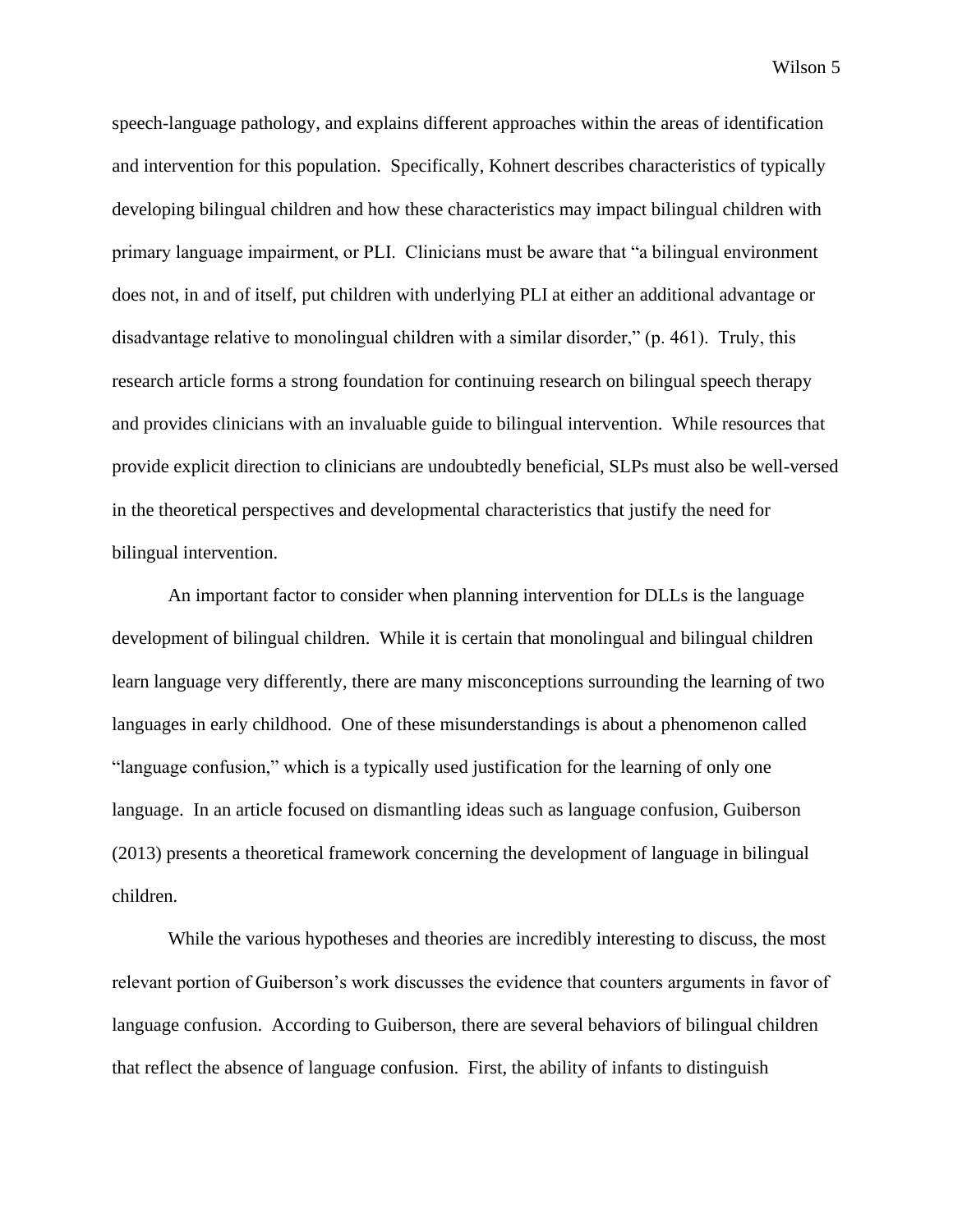speech-language pathology, and explains different approaches within the areas of identification and intervention for this population. Specifically, Kohnert describes characteristics of typically developing bilingual children and how these characteristics may impact bilingual children with primary language impairment, or PLI. Clinicians must be aware that "a bilingual environment does not, in and of itself, put children with underlying PLI at either an additional advantage or disadvantage relative to monolingual children with a similar disorder," (p. 461). Truly, this research article forms a strong foundation for continuing research on bilingual speech therapy and provides clinicians with an invaluable guide to bilingual intervention. While resources that provide explicit direction to clinicians are undoubtedly beneficial, SLPs must also be well-versed in the theoretical perspectives and developmental characteristics that justify the need for bilingual intervention.

An important factor to consider when planning intervention for DLLs is the language development of bilingual children. While it is certain that monolingual and bilingual children learn language very differently, there are many misconceptions surrounding the learning of two languages in early childhood. One of these misunderstandings is about a phenomenon called "language confusion," which is a typically used justification for the learning of only one language. In an article focused on dismantling ideas such as language confusion, Guiberson (2013) presents a theoretical framework concerning the development of language in bilingual children.

While the various hypotheses and theories are incredibly interesting to discuss, the most relevant portion of Guiberson's work discusses the evidence that counters arguments in favor of language confusion. According to Guiberson, there are several behaviors of bilingual children that reflect the absence of language confusion. First, the ability of infants to distinguish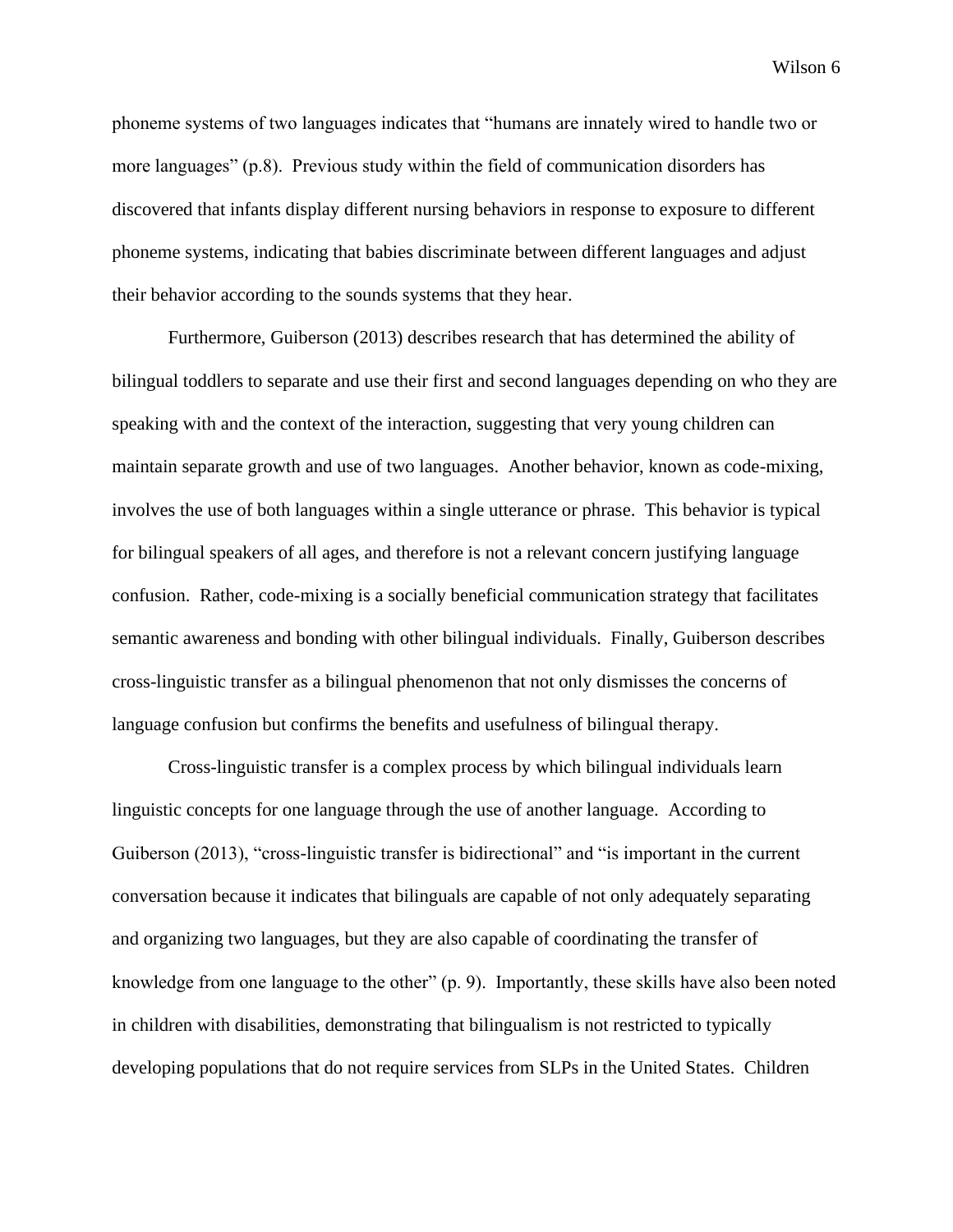phoneme systems of two languages indicates that "humans are innately wired to handle two or more languages" (p.8). Previous study within the field of communication disorders has discovered that infants display different nursing behaviors in response to exposure to different phoneme systems, indicating that babies discriminate between different languages and adjust their behavior according to the sounds systems that they hear.

Furthermore, Guiberson (2013) describes research that has determined the ability of bilingual toddlers to separate and use their first and second languages depending on who they are speaking with and the context of the interaction, suggesting that very young children can maintain separate growth and use of two languages. Another behavior, known as code-mixing, involves the use of both languages within a single utterance or phrase. This behavior is typical for bilingual speakers of all ages, and therefore is not a relevant concern justifying language confusion. Rather, code-mixing is a socially beneficial communication strategy that facilitates semantic awareness and bonding with other bilingual individuals. Finally, Guiberson describes cross-linguistic transfer as a bilingual phenomenon that not only dismisses the concerns of language confusion but confirms the benefits and usefulness of bilingual therapy.

Cross-linguistic transfer is a complex process by which bilingual individuals learn linguistic concepts for one language through the use of another language. According to Guiberson (2013), "cross-linguistic transfer is bidirectional" and "is important in the current conversation because it indicates that bilinguals are capable of not only adequately separating and organizing two languages, but they are also capable of coordinating the transfer of knowledge from one language to the other" (p. 9). Importantly, these skills have also been noted in children with disabilities, demonstrating that bilingualism is not restricted to typically developing populations that do not require services from SLPs in the United States. Children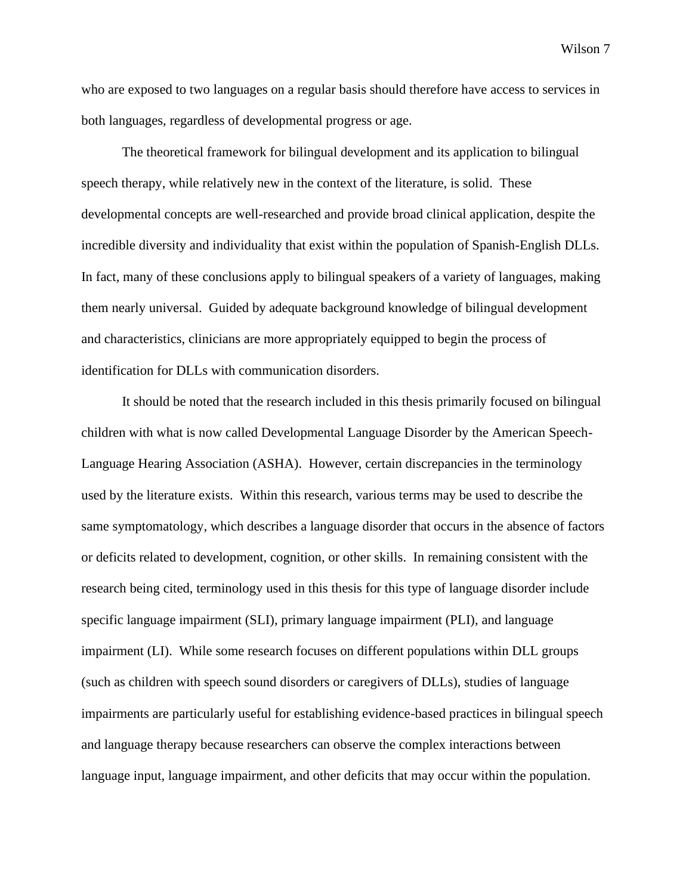who are exposed to two languages on a regular basis should therefore have access to services in both languages, regardless of developmental progress or age.

The theoretical framework for bilingual development and its application to bilingual speech therapy, while relatively new in the context of the literature, is solid. These developmental concepts are well-researched and provide broad clinical application, despite the incredible diversity and individuality that exist within the population of Spanish-English DLLs. In fact, many of these conclusions apply to bilingual speakers of a variety of languages, making them nearly universal. Guided by adequate background knowledge of bilingual development and characteristics, clinicians are more appropriately equipped to begin the process of identification for DLLs with communication disorders.

It should be noted that the research included in this thesis primarily focused on bilingual children with what is now called Developmental Language Disorder by the American Speech-Language Hearing Association (ASHA). However, certain discrepancies in the terminology used by the literature exists. Within this research, various terms may be used to describe the same symptomatology, which describes a language disorder that occurs in the absence of factors or deficits related to development, cognition, or other skills. In remaining consistent with the research being cited, terminology used in this thesis for this type of language disorder include specific language impairment (SLI), primary language impairment (PLI), and language impairment (LI). While some research focuses on different populations within DLL groups (such as children with speech sound disorders or caregivers of DLLs), studies of language impairments are particularly useful for establishing evidence-based practices in bilingual speech and language therapy because researchers can observe the complex interactions between language input, language impairment, and other deficits that may occur within the population.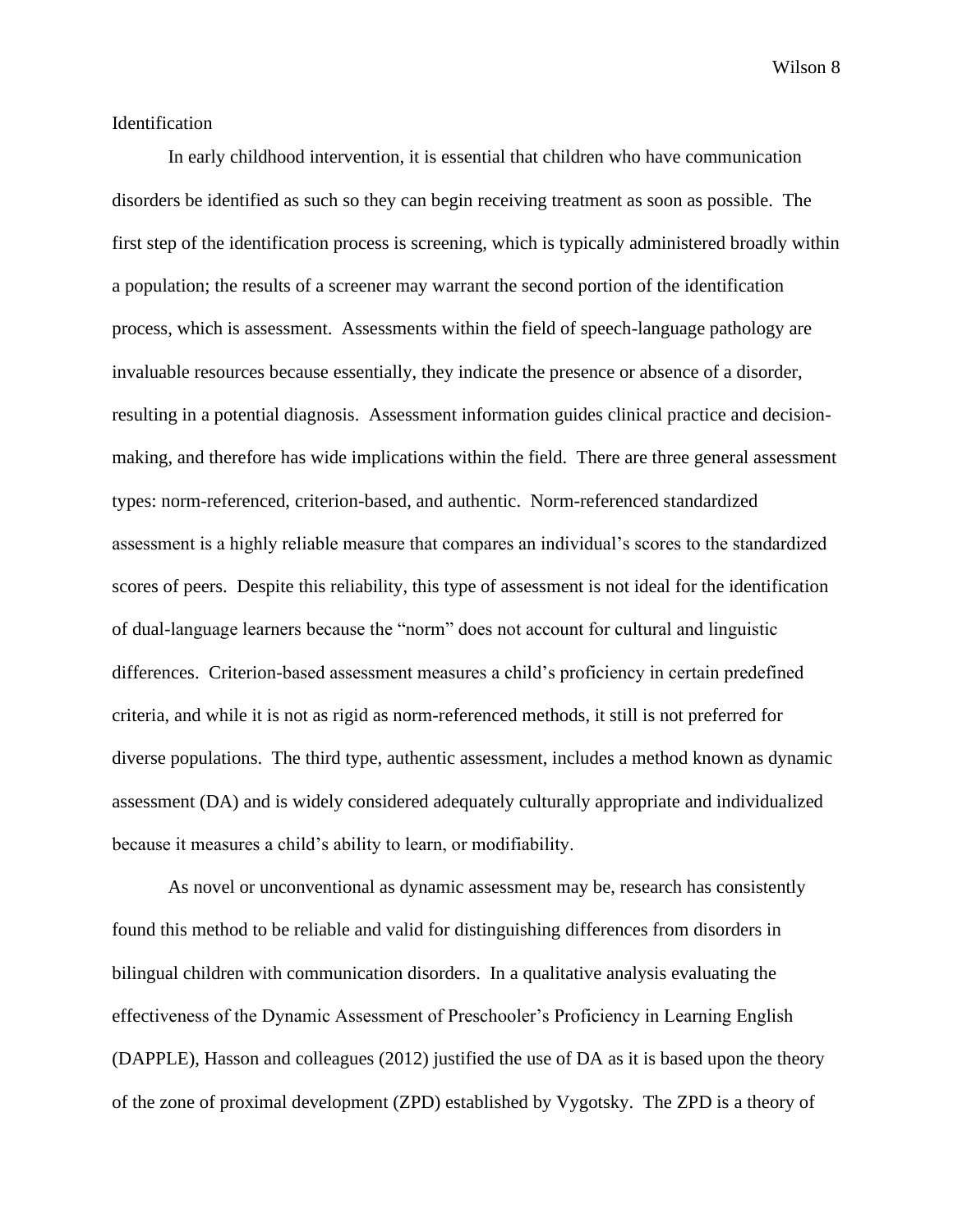## Identification

In early childhood intervention, it is essential that children who have communication disorders be identified as such so they can begin receiving treatment as soon as possible. The first step of the identification process is screening, which is typically administered broadly within a population; the results of a screener may warrant the second portion of the identification process, which is assessment. Assessments within the field of speech-language pathology are invaluable resources because essentially, they indicate the presence or absence of a disorder, resulting in a potential diagnosis. Assessment information guides clinical practice and decision-making, and therefore has wide implications within the field. There are three general assessment types: norm-referenced, criterion-based, and authentic. Norm-referenced standardized assessment is a highly reliable measure that compares an individual's scores to the standardized scores of peers. Despite this reliability, this type of assessment is not ideal for the identification of dual-language learners because the "norm" does not account for cultural and linguistic differences. Criterion-based assessment measures a child's proficiency in certain predefined criteria, and while it is not as rigid as norm-referenced methods, it still is not preferred for diverse populations. The third type, authentic assessment, includes a method known as dynamic assessment (DA) and is widely considered adequately culturally appropriate and individualized because it measures a child's ability to learn, or modifiability.

As novel or unconventional as dynamic assessment may be, research has consistently found this method to be reliable and valid for distinguishing differences from disorders in bilingual children with communication disorders. In a qualitative analysis evaluating the effectiveness of the Dynamic Assessment of Preschooler's Proficiency in Learning English (DAPPLE), Hasson and colleagues (2012) justified the use of DA as it is based upon the theory of the zone of proximal development (ZPD) established by Vygotsky. The ZPD is a theory of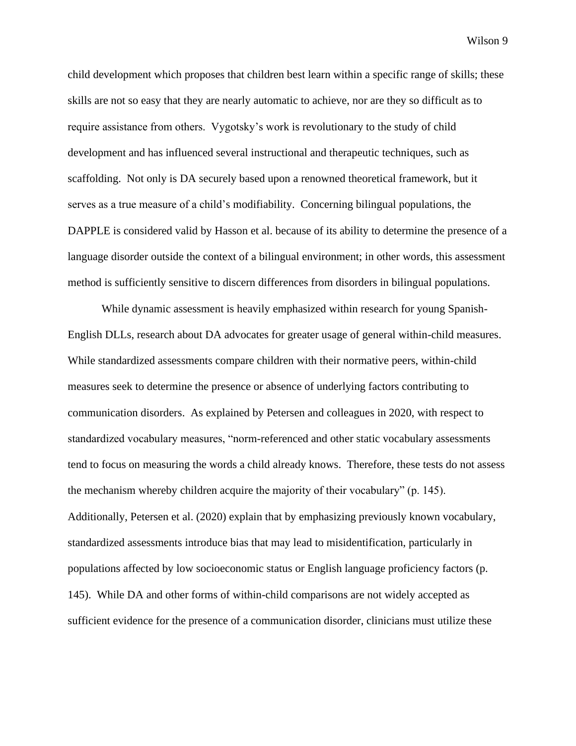child development which proposes that children best learn within a specific range of skills; these skills are not so easy that they are nearly automatic to achieve, nor are they so difficult as to require assistance from others. Vygotsky's work is revolutionary to the study of child development and has influenced several instructional and therapeutic techniques, such as scaffolding. Not only is DA securely based upon a renowned theoretical framework, but it serves as a true measure of a child's modifiability. Concerning bilingual populations, the DAPPLE is considered valid by Hasson et al. because of its ability to determine the presence of a language disorder outside the context of a bilingual environment; in other words, this assessment method is sufficiently sensitive to discern differences from disorders in bilingual populations.

While dynamic assessment is heavily emphasized within research for young Spanish-English DLLs, research about DA advocates for greater usage of general within-child measures. While standardized assessments compare children with their normative peers, within-child measures seek to determine the presence or absence of underlying factors contributing to communication disorders. As explained by Petersen and colleagues in 2020, with respect to standardized vocabulary measures, "norm-referenced and other static vocabulary assessments tend to focus on measuring the words a child already knows. Therefore, these tests do not assess the mechanism whereby children acquire the majority of their vocabulary" (p. 145). Additionally, Petersen et al. (2020) explain that by emphasizing previously known vocabulary, standardized assessments introduce bias that may lead to misidentification, particularly in populations affected by low socioeconomic status or English language proficiency factors (p. 145). While DA and other forms of within-child comparisons are not widely accepted as sufficient evidence for the presence of a communication disorder, clinicians must utilize these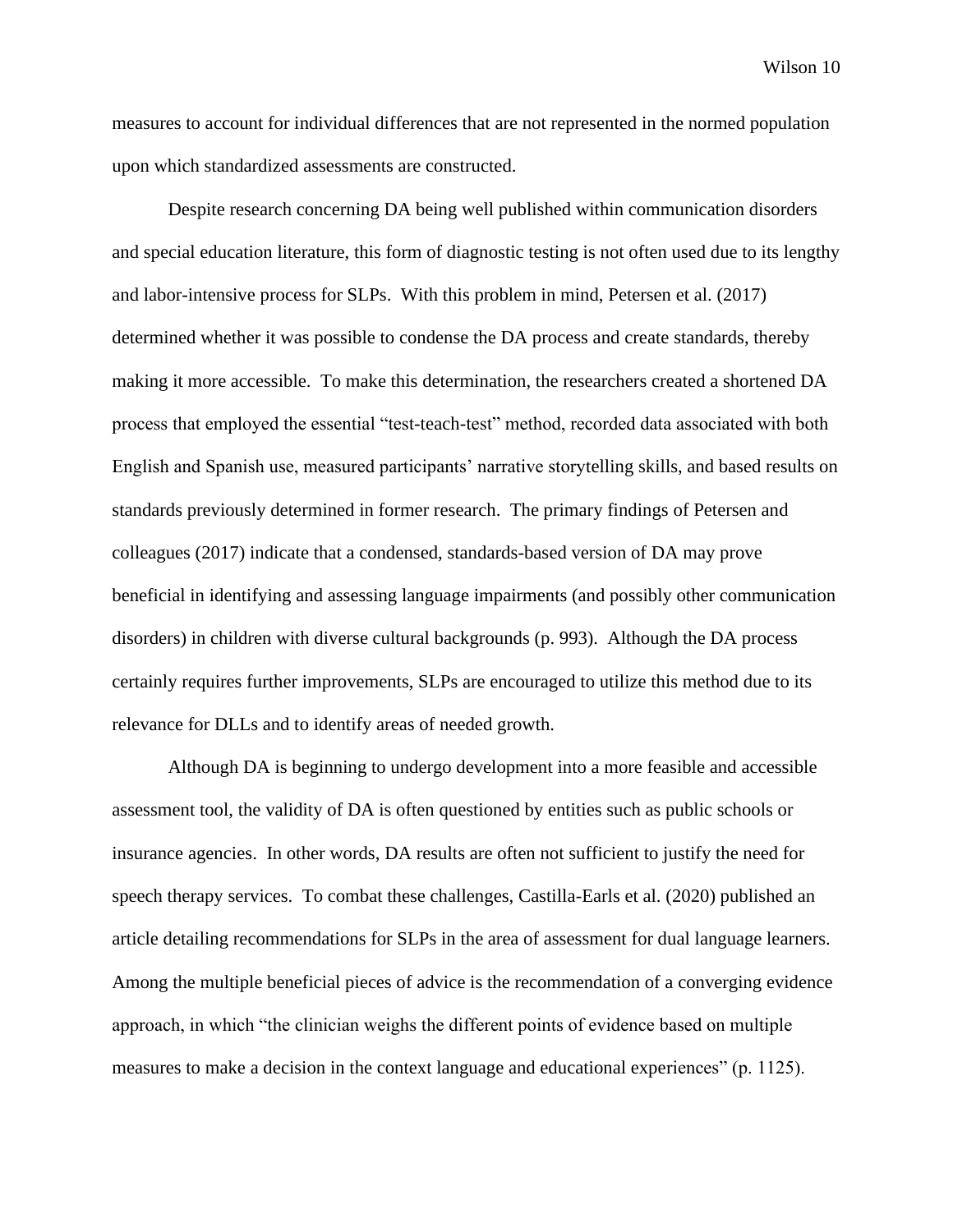measures to account for individual differences that are not represented in the normed population upon which standardized assessments are constructed.

Despite research concerning DA being well published within communication disorders and special education literature, this form of diagnostic testing is not often used due to its lengthy and labor-intensive process for SLPs. With this problem in mind, Petersen et al. (2017) determined whether it was possible to condense the DA process and create standards, thereby making it more accessible. To make this determination, the researchers created a shortened DA process that employed the essential "test-teach-test" method, recorded data associated with both English and Spanish use, measured participants' narrative storytelling skills, and based results on standards previously determined in former research. The primary findings of Petersen and colleagues (2017) indicate that a condensed, standards-based version of DA may prove beneficial in identifying and assessing language impairments (and possibly other communication disorders) in children with diverse cultural backgrounds (p. 993). Although the DA process certainly requires further improvements, SLPs are encouraged to utilize this method due to its relevance for DLLs and to identify areas of needed growth.

Although DA is beginning to undergo development into a more feasible and accessible assessment tool, the validity of DA is often questioned by entities such as public schools or insurance agencies. In other words, DA results are often not sufficient to justify the need for speech therapy services. To combat these challenges, Castilla-Earls et al. (2020) published an article detailing recommendations for SLPs in the area of assessment for dual language learners. Among the multiple beneficial pieces of advice is the recommendation of a converging evidence approach, in which "the clinician weighs the different points of evidence based on multiple measures to make a decision in the context language and educational experiences" (p. 1125).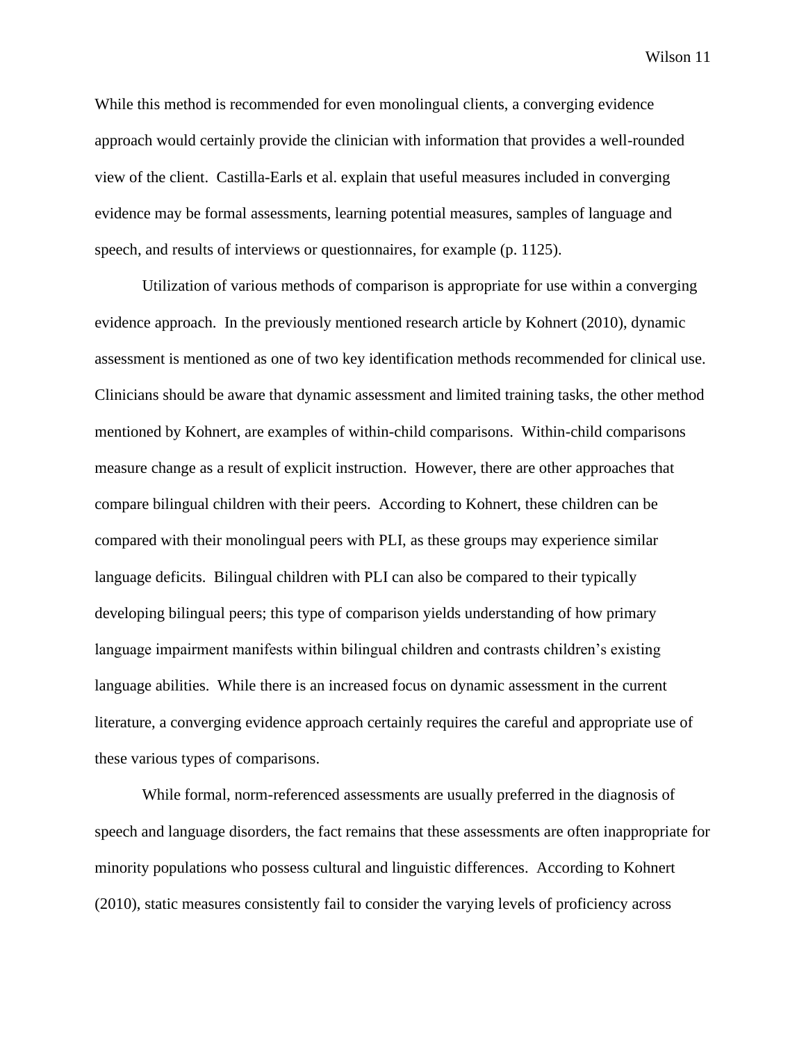While this method is recommended for even monolingual clients, a converging evidence approach would certainly provide the clinician with information that provides a well-rounded view of the client. Castilla-Earls et al. explain that useful measures included in converging evidence may be formal assessments, learning potential measures, samples of language and speech, and results of interviews or questionnaires, for example (p. 1125).

Utilization of various methods of comparison is appropriate for use within a converging evidence approach. In the previously mentioned research article by Kohnert (2010), dynamic assessment is mentioned as one of two key identification methods recommended for clinical use. Clinicians should be aware that dynamic assessment and limited training tasks, the other method mentioned by Kohnert, are examples of within-child comparisons. Within-child comparisons measure change as a result of explicit instruction. However, there are other approaches that compare bilingual children with their peers. According to Kohnert, these children can be compared with their monolingual peers with PLI, as these groups may experience similar language deficits. Bilingual children with PLI can also be compared to their typically developing bilingual peers; this type of comparison yields understanding of how primary language impairment manifests within bilingual children and contrasts children's existing language abilities. While there is an increased focus on dynamic assessment in the current literature, a converging evidence approach certainly requires the careful and appropriate use of these various types of comparisons.

While formal, norm-referenced assessments are usually preferred in the diagnosis of speech and language disorders, the fact remains that these assessments are often inappropriate for minority populations who possess cultural and linguistic differences. According to Kohnert (2010), static measures consistently fail to consider the varying levels of proficiency across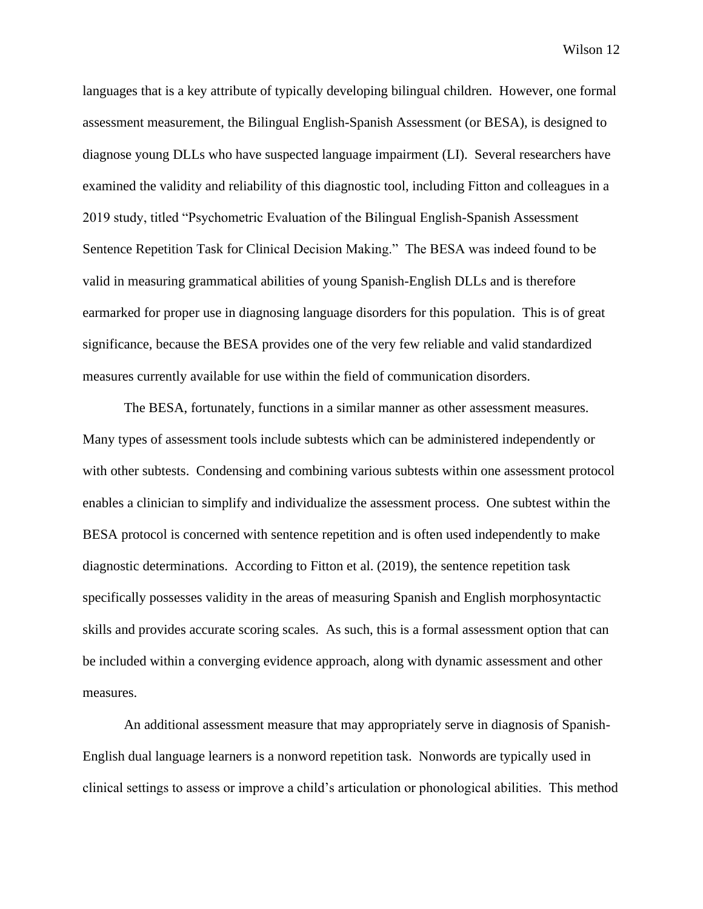languages that is a key attribute of typically developing bilingual children. However, one formal assessment measurement, the Bilingual English-Spanish Assessment (or BESA), is designed to diagnose young DLLs who have suspected language impairment (LI). Several researchers have examined the validity and reliability of this diagnostic tool, including Fitton and colleagues in a 2019 study, titled "Psychometric Evaluation of the Bilingual English-Spanish Assessment Sentence Repetition Task for Clinical Decision Making." The BESA was indeed found to be valid in measuring grammatical abilities of young Spanish-English DLLs and is therefore earmarked for proper use in diagnosing language disorders for this population. This is of great significance, because the BESA provides one of the very few reliable and valid standardized measures currently available for use within the field of communication disorders.

The BESA, fortunately, functions in a similar manner as other assessment measures. Many types of assessment tools include subtests which can be administered independently or with other subtests. Condensing and combining various subtests within one assessment protocol enables a clinician to simplify and individualize the assessment process. One subtest within the BESA protocol is concerned with sentence repetition and is often used independently to make diagnostic determinations. According to Fitton et al. (2019), the sentence repetition task specifically possesses validity in the areas of measuring Spanish and English morphosyntactic skills and provides accurate scoring scales. As such, this is a formal assessment option that can be included within a converging evidence approach, along with dynamic assessment and other measures.

An additional assessment measure that may appropriately serve in diagnosis of Spanish-English dual language learners is a nonword repetition task. Nonwords are typically used in clinical settings to assess or improve a child's articulation or phonological abilities. This method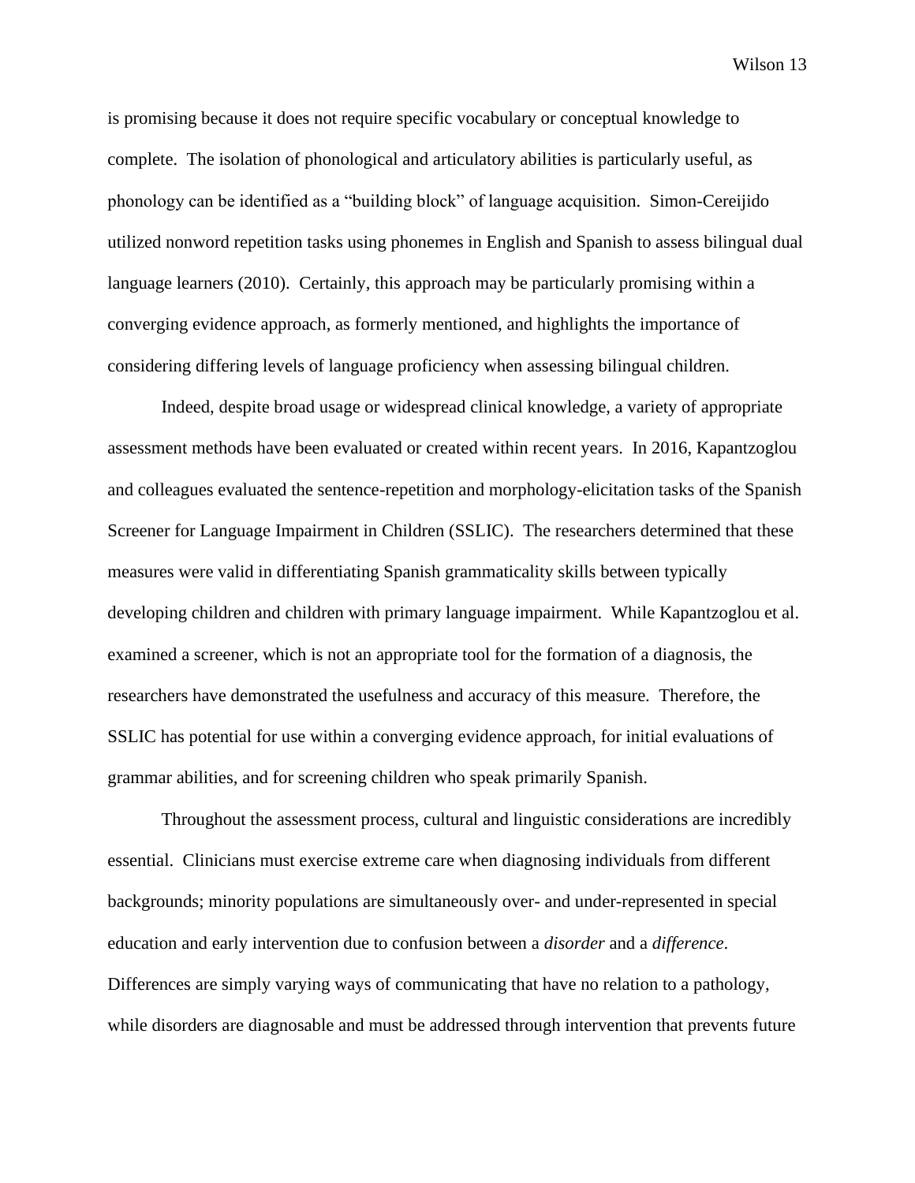is promising because it does not require specific vocabulary or conceptual knowledge to complete. The isolation of phonological and articulatory abilities is particularly useful, as phonology can be identified as a "building block" of language acquisition. Simon-Cereijido utilized nonword repetition tasks using phonemes in English and Spanish to assess bilingual dual language learners (2010). Certainly, this approach may be particularly promising within a converging evidence approach, as formerly mentioned, and highlights the importance of considering differing levels of language proficiency when assessing bilingual children.

Indeed, despite broad usage or widespread clinical knowledge, a variety of appropriate assessment methods have been evaluated or created within recent years. In 2016, Kapantzoglou and colleagues evaluated the sentence-repetition and morphology-elicitation tasks of the Spanish Screener for Language Impairment in Children (SSLIC). The researchers determined that these measures were valid in differentiating Spanish grammaticality skills between typically developing children and children with primary language impairment. While Kapantzoglou et al. examined a screener, which is not an appropriate tool for the formation of a diagnosis, the researchers have demonstrated the usefulness and accuracy of this measure. Therefore, the SSLIC has potential for use within a converging evidence approach, for initial evaluations of grammar abilities, and for screening children who speak primarily Spanish.

Throughout the assessment process, cultural and linguistic considerations are incredibly essential. Clinicians must exercise extreme care when diagnosing individuals from different backgrounds; minority populations are simultaneously over- and under-represented in special education and early intervention due to confusion between a *disorder* and a *difference*. Differences are simply varying ways of communicating that have no relation to a pathology, while disorders are diagnosable and must be addressed through intervention that prevents future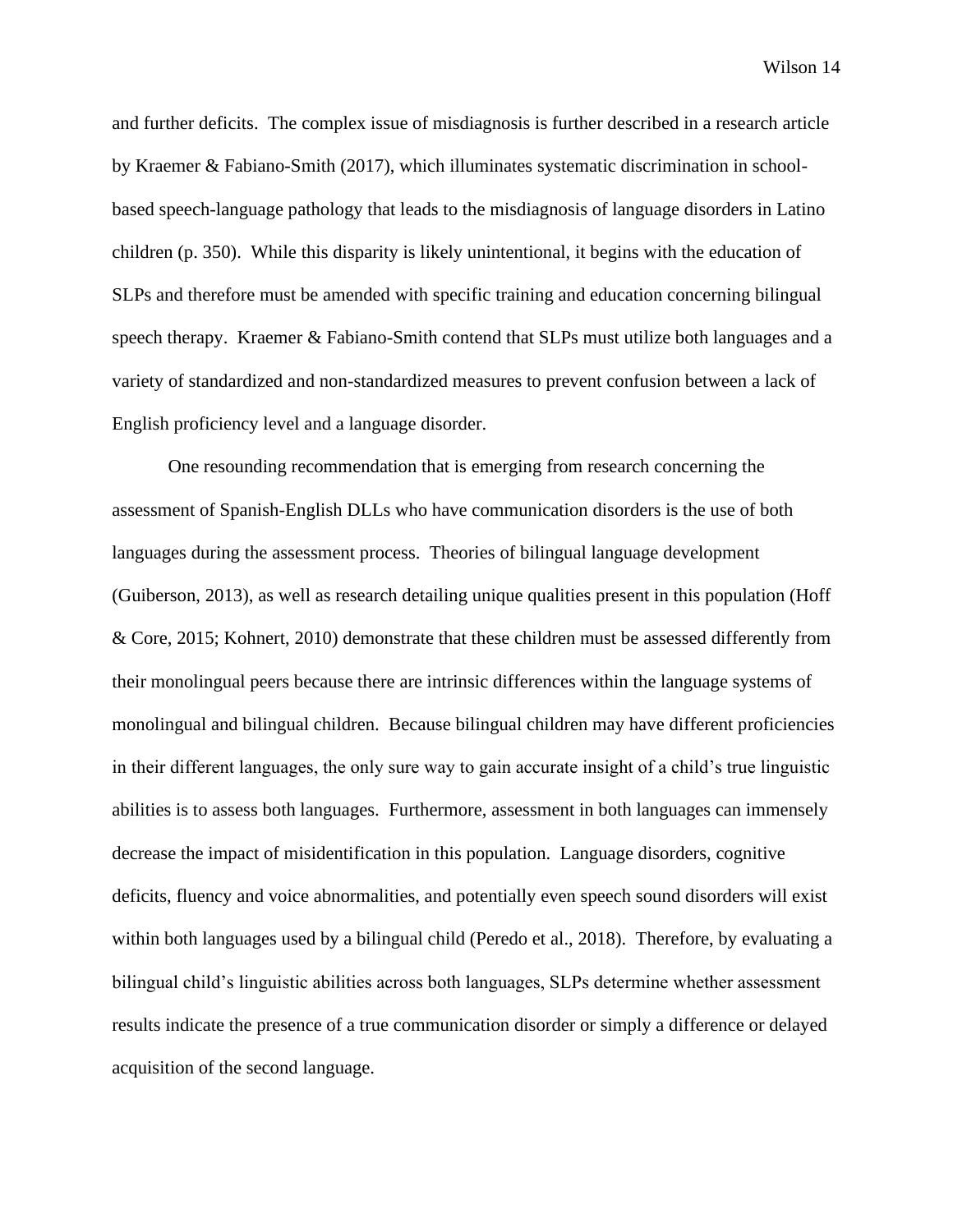and further deficits. The complex issue of misdiagnosis is further described in a research article by Kraemer & Fabiano-Smith (2017), which illuminates systematic discrimination in school-based speech-language pathology that leads to the misdiagnosis of language disorders in Latino children (p. 350). While this disparity is likely unintentional, it begins with the education of SLPs and therefore must be amended with specific training and education concerning bilingual speech therapy. Kraemer & Fabiano-Smith contend that SLPs must utilize both languages and a variety of standardized and non-standardized measures to prevent confusion between a lack of English proficiency level and a language disorder.

One resounding recommendation that is emerging from research concerning the assessment of Spanish-English DLLs who have communication disorders is the use of both languages during the assessment process. Theories of bilingual language development (Guiberson, 2013), as well as research detailing unique qualities present in this population (Hoff & Core, 2015; Kohnert, 2010) demonstrate that these children must be assessed differently from their monolingual peers because there are intrinsic differences within the language systems of monolingual and bilingual children. Because bilingual children may have different proficiencies in their different languages, the only sure way to gain accurate insight of a child's true linguistic abilities is to assess both languages. Furthermore, assessment in both languages can immensely decrease the impact of misidentification in this population. Language disorders, cognitive deficits, fluency and voice abnormalities, and potentially even speech sound disorders will exist within both languages used by a bilingual child (Peredo et al., 2018). Therefore, by evaluating a bilingual child's linguistic abilities across both languages, SLPs determine whether assessment results indicate the presence of a true communication disorder or simply a difference or delayed acquisition of the second language.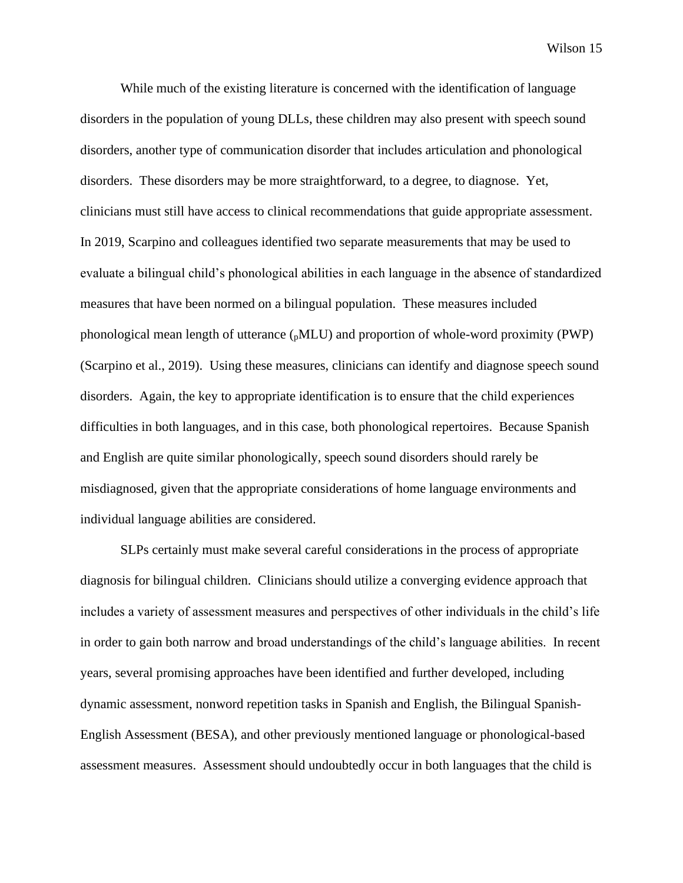While much of the existing literature is concerned with the identification of language disorders in the population of young DLLs, these children may also present with speech sound disorders, another type of communication disorder that includes articulation and phonological disorders. These disorders may be more straightforward, to a degree, to diagnose. Yet, clinicians must still have access to clinical recommendations that guide appropriate assessment. In 2019, Scarpino and colleagues identified two separate measurements that may be used to evaluate a bilingual child's phonological abilities in each language in the absence of standardized measures that have been normed on a bilingual population. These measures included phonological mean length of utterance ($_{p}$MLU) and proportion of whole-word proximity (PWP) (Scarpino et al., 2019). Using these measures, clinicians can identify and diagnose speech sound disorders. Again, the key to appropriate identification is to ensure that the child experiences difficulties in both languages, and in this case, both phonological repertoires. Because Spanish and English are quite similar phonologically, speech sound disorders should rarely be misdiagnosed, given that the appropriate considerations of home language environments and individual language abilities are considered.

SLPs certainly must make several careful considerations in the process of appropriate diagnosis for bilingual children. Clinicians should utilize a converging evidence approach that includes a variety of assessment measures and perspectives of other individuals in the child's life in order to gain both narrow and broad understandings of the child's language abilities. In recent years, several promising approaches have been identified and further developed, including dynamic assessment, nonword repetition tasks in Spanish and English, the Bilingual Spanish-English Assessment (BESA), and other previously mentioned language or phonological-based assessment measures. Assessment should undoubtedly occur in both languages that the child is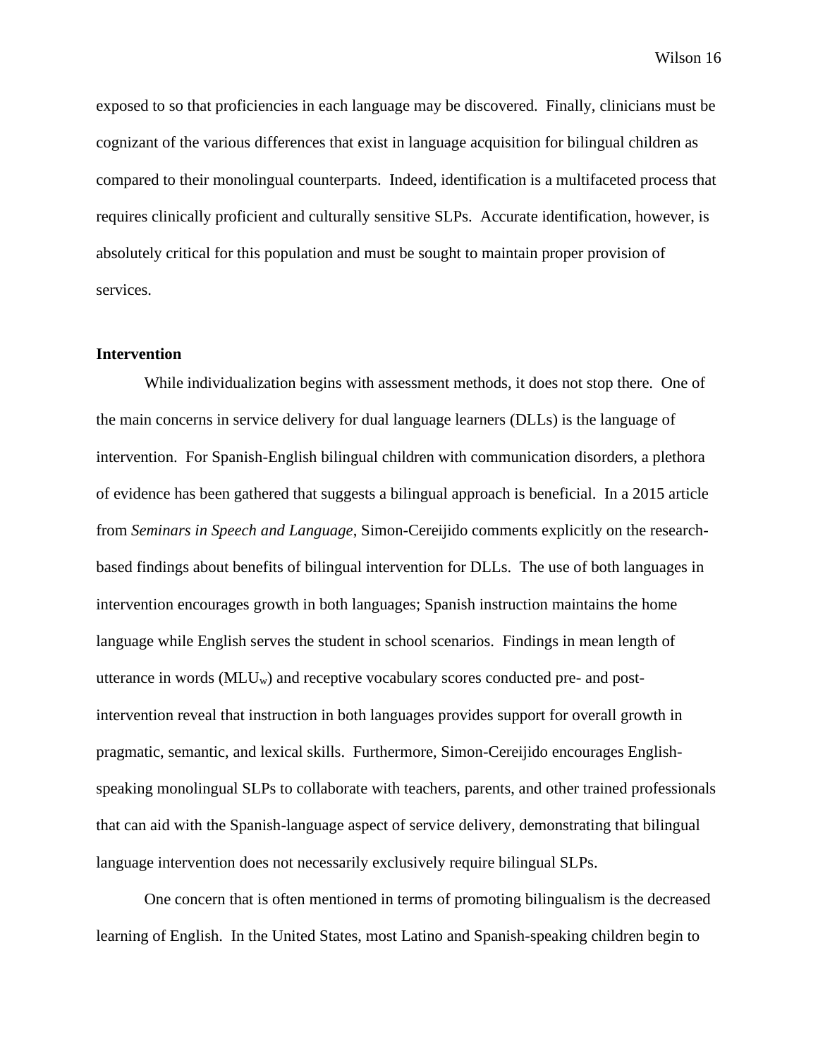exposed to so that proficiencies in each language may be discovered. Finally, clinicians must be cognizant of the various differences that exist in language acquisition for bilingual children as compared to their monolingual counterparts. Indeed, identification is a multifaceted process that requires clinically proficient and culturally sensitive SLPs. Accurate identification, however, is absolutely critical for this population and must be sought to maintain proper provision of services.

**Intervention**

While individualization begins with assessment methods, it does not stop there. One of the main concerns in service delivery for dual language learners (DLLs) is the language of intervention. For Spanish-English bilingual children with communication disorders, a plethora of evidence has been gathered that suggests a bilingual approach is beneficial. In a 2015 article from *Seminars in Speech and Language*, Simon-Cereijido comments explicitly on the research-based findings about benefits of bilingual intervention for DLLs. The use of both languages in intervention encourages growth in both languages; Spanish instruction maintains the home language while English serves the student in school scenarios. Findings in mean length of utterance in words ($MLU_w$) and receptive vocabulary scores conducted pre- and post-intervention reveal that instruction in both languages provides support for overall growth in pragmatic, semantic, and lexical skills. Furthermore, Simon-Cereijido encourages English-speaking monolingual SLPs to collaborate with teachers, parents, and other trained professionals that can aid with the Spanish-language aspect of service delivery, demonstrating that bilingual language intervention does not necessarily exclusively require bilingual SLPs.

One concern that is often mentioned in terms of promoting bilingualism is the decreased learning of English. In the United States, most Latino and Spanish-speaking children begin to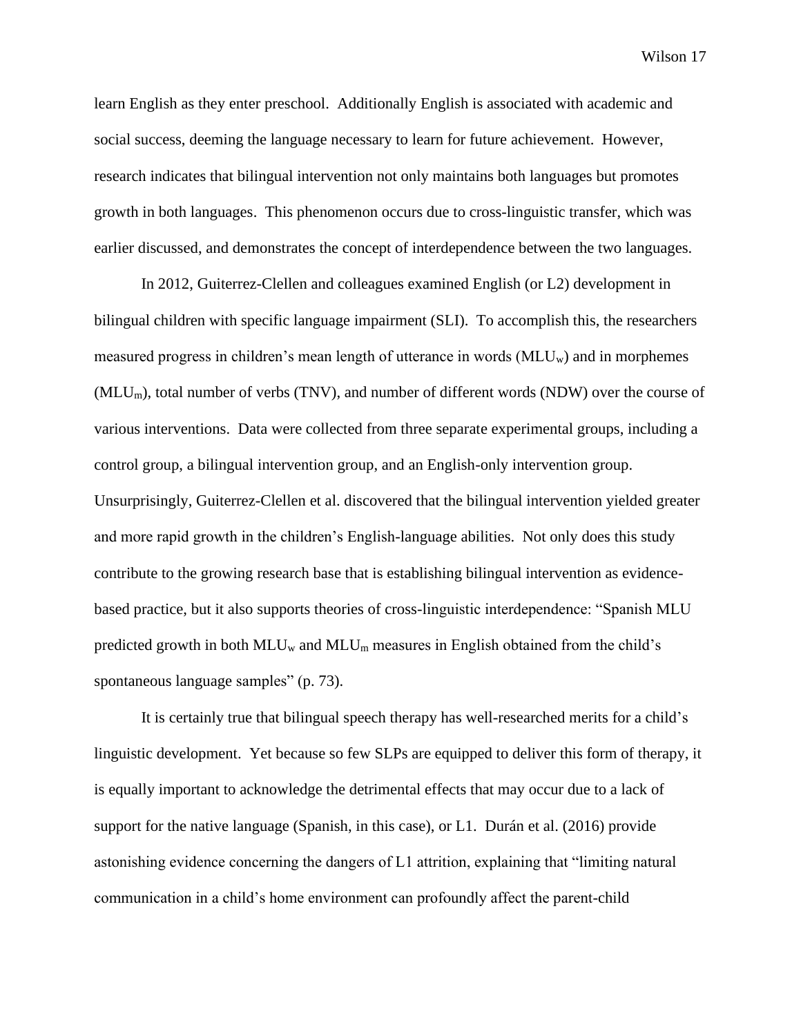learn English as they enter preschool. Additionally English is associated with academic and social success, deeming the language necessary to learn for future achievement. However, research indicates that bilingual intervention not only maintains both languages but promotes growth in both languages. This phenomenon occurs due to cross-linguistic transfer, which was earlier discussed, and demonstrates the concept of interdependence between the two languages.

In 2012, Guiterrez-Clellen and colleagues examined English (or L2) development in bilingual children with specific language impairment (SLI). To accomplish this, the researchers measured progress in children's mean length of utterance in words ($MLU_w$) and in morphemes ($MLU_m$), total number of verbs (TNV), and number of different words (NDW) over the course of various interventions. Data were collected from three separate experimental groups, including a control group, a bilingual intervention group, and an English-only intervention group. Unsurprisingly, Guiterrez-Clellen et al. discovered that the bilingual intervention yielded greater and more rapid growth in the children's English-language abilities. Not only does this study contribute to the growing research base that is establishing bilingual intervention as evidence-based practice, but it also supports theories of cross-linguistic interdependence: "Spanish MLU predicted growth in both $MLU_w$ and $MLU_m$ measures in English obtained from the child's spontaneous language samples" (p. 73).

It is certainly true that bilingual speech therapy has well-researched merits for a child's linguistic development. Yet because so few SLPs are equipped to deliver this form of therapy, it is equally important to acknowledge the detrimental effects that may occur due to a lack of support for the native language (Spanish, in this case), or L1. Durán et al. (2016) provide astonishing evidence concerning the dangers of L1 attrition, explaining that "limiting natural communication in a child's home environment can profoundly affect the parent-child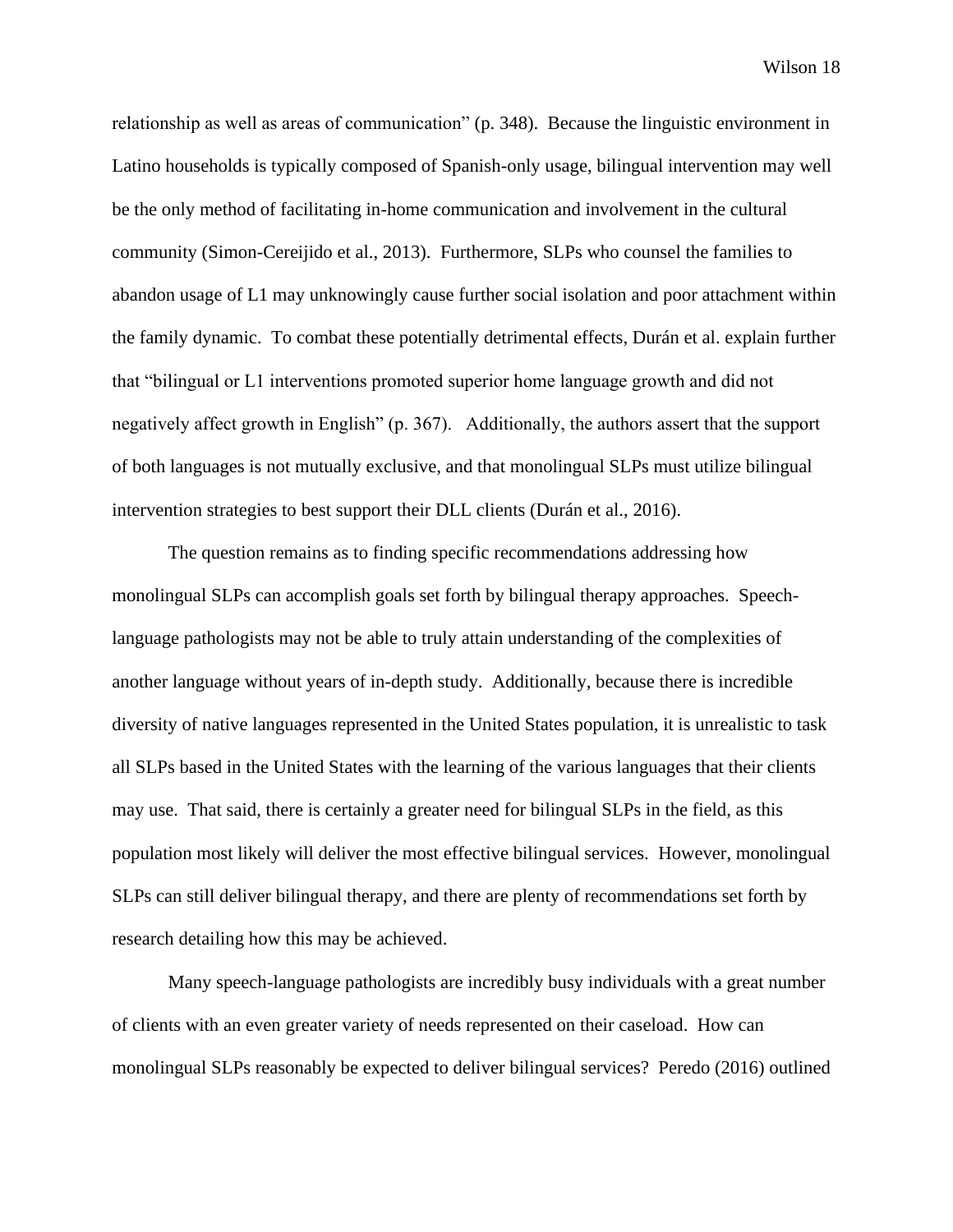relationship as well as areas of communication" (p. 348). Because the linguistic environment in Latino households is typically composed of Spanish-only usage, bilingual intervention may well be the only method of facilitating in-home communication and involvement in the cultural community (Simon-Cereijido et al., 2013). Furthermore, SLPs who counsel the families to abandon usage of L1 may unknowingly cause further social isolation and poor attachment within the family dynamic. To combat these potentially detrimental effects, Durán et al. explain further that "bilingual or L1 interventions promoted superior home language growth and did not negatively affect growth in English" (p. 367). Additionally, the authors assert that the support of both languages is not mutually exclusive, and that monolingual SLPs must utilize bilingual intervention strategies to best support their DLL clients (Durán et al., 2016).

The question remains as to finding specific recommendations addressing how monolingual SLPs can accomplish goals set forth by bilingual therapy approaches. Speech-language pathologists may not be able to truly attain understanding of the complexities of another language without years of in-depth study. Additionally, because there is incredible diversity of native languages represented in the United States population, it is unrealistic to task all SLPs based in the United States with the learning of the various languages that their clients may use. That said, there is certainly a greater need for bilingual SLPs in the field, as this population most likely will deliver the most effective bilingual services. However, monolingual SLPs can still deliver bilingual therapy, and there are plenty of recommendations set forth by research detailing how this may be achieved.

Many speech-language pathologists are incredibly busy individuals with a great number of clients with an even greater variety of needs represented on their caseload. How can monolingual SLPs reasonably be expected to deliver bilingual services? Peredo (2016) outlined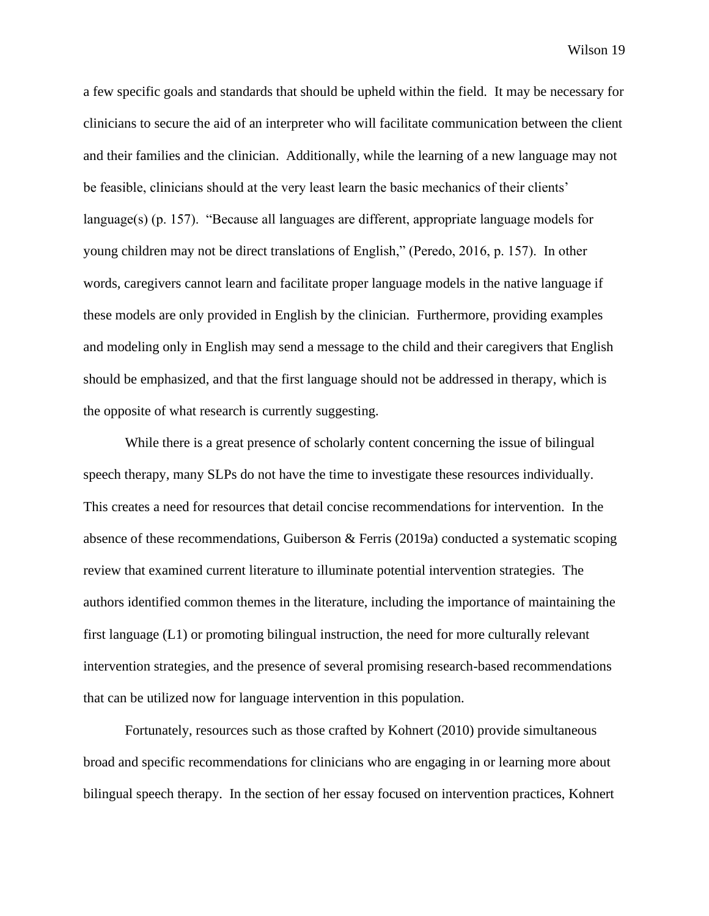a few specific goals and standards that should be upheld within the field. It may be necessary for clinicians to secure the aid of an interpreter who will facilitate communication between the client and their families and the clinician. Additionally, while the learning of a new language may not be feasible, clinicians should at the very least learn the basic mechanics of their clients' language(s) (p. 157). "Because all languages are different, appropriate language models for young children may not be direct translations of English," (Peredo, 2016, p. 157). In other words, caregivers cannot learn and facilitate proper language models in the native language if these models are only provided in English by the clinician. Furthermore, providing examples and modeling only in English may send a message to the child and their caregivers that English should be emphasized, and that the first language should not be addressed in therapy, which is the opposite of what research is currently suggesting.

While there is a great presence of scholarly content concerning the issue of bilingual speech therapy, many SLPs do not have the time to investigate these resources individually. This creates a need for resources that detail concise recommendations for intervention. In the absence of these recommendations, Guiberson & Ferris (2019a) conducted a systematic scoping review that examined current literature to illuminate potential intervention strategies. The authors identified common themes in the literature, including the importance of maintaining the first language (L1) or promoting bilingual instruction, the need for more culturally relevant intervention strategies, and the presence of several promising research-based recommendations that can be utilized now for language intervention in this population.

Fortunately, resources such as those crafted by Kohnert (2010) provide simultaneous broad and specific recommendations for clinicians who are engaging in or learning more about bilingual speech therapy. In the section of her essay focused on intervention practices, Kohnert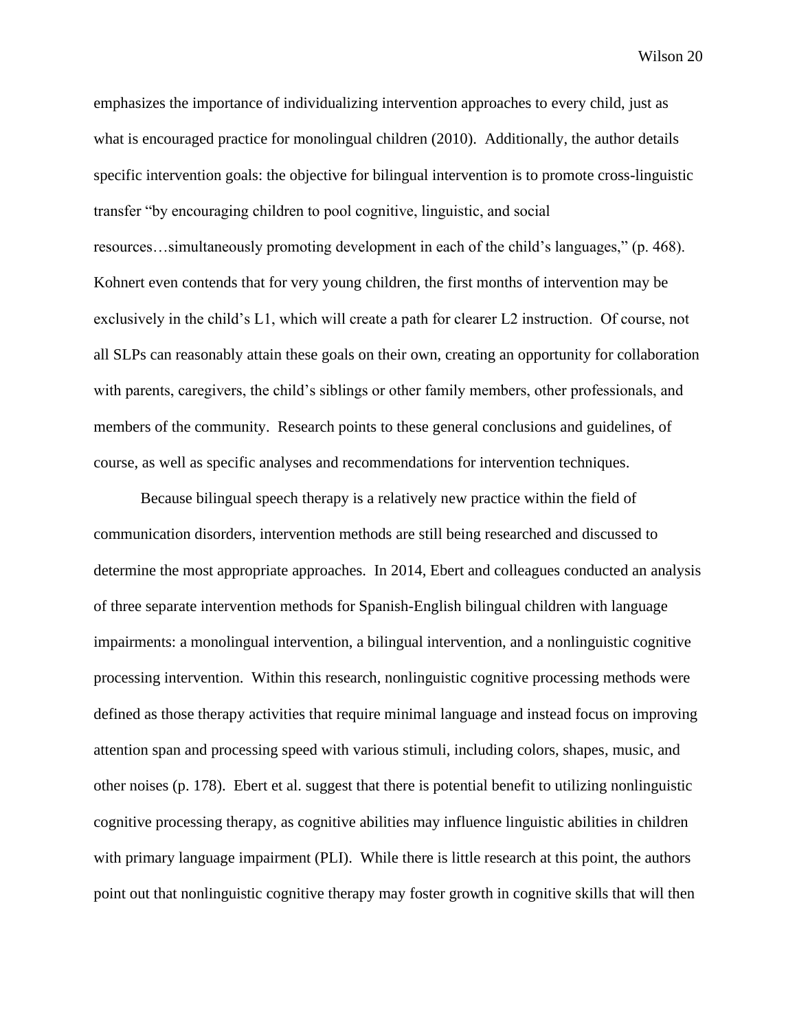emphasizes the importance of individualizing intervention approaches to every child, just as what is encouraged practice for monolingual children (2010). Additionally, the author details specific intervention goals: the objective for bilingual intervention is to promote cross-linguistic transfer "by encouraging children to pool cognitive, linguistic, and social resources…simultaneously promoting development in each of the child's languages," (p. 468). Kohnert even contends that for very young children, the first months of intervention may be exclusively in the child's L1, which will create a path for clearer L2 instruction. Of course, not all SLPs can reasonably attain these goals on their own, creating an opportunity for collaboration with parents, caregivers, the child's siblings or other family members, other professionals, and members of the community. Research points to these general conclusions and guidelines, of course, as well as specific analyses and recommendations for intervention techniques.

Because bilingual speech therapy is a relatively new practice within the field of communication disorders, intervention methods are still being researched and discussed to determine the most appropriate approaches. In 2014, Ebert and colleagues conducted an analysis of three separate intervention methods for Spanish-English bilingual children with language impairments: a monolingual intervention, a bilingual intervention, and a nonlinguistic cognitive processing intervention. Within this research, nonlinguistic cognitive processing methods were defined as those therapy activities that require minimal language and instead focus on improving attention span and processing speed with various stimuli, including colors, shapes, music, and other noises (p. 178). Ebert et al. suggest that there is potential benefit to utilizing nonlinguistic cognitive processing therapy, as cognitive abilities may influence linguistic abilities in children with primary language impairment (PLI). While there is little research at this point, the authors point out that nonlinguistic cognitive therapy may foster growth in cognitive skills that will then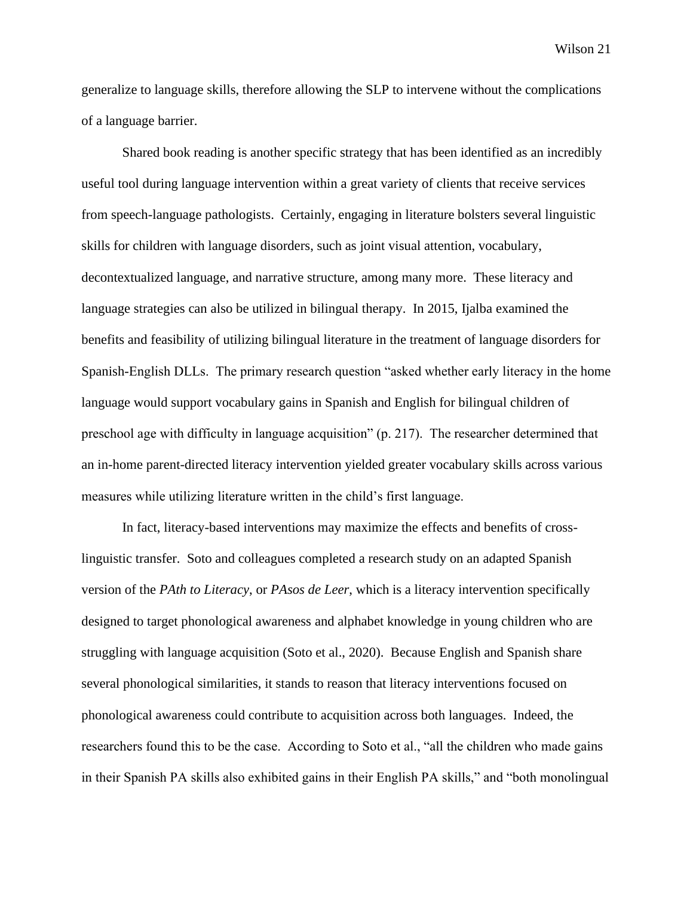generalize to language skills, therefore allowing the SLP to intervene without the complications of a language barrier.

Shared book reading is another specific strategy that has been identified as an incredibly useful tool during language intervention within a great variety of clients that receive services from speech-language pathologists. Certainly, engaging in literature bolsters several linguistic skills for children with language disorders, such as joint visual attention, vocabulary, decontextualized language, and narrative structure, among many more. These literacy and language strategies can also be utilized in bilingual therapy. In 2015, Ijalba examined the benefits and feasibility of utilizing bilingual literature in the treatment of language disorders for Spanish-English DLLs. The primary research question "asked whether early literacy in the home language would support vocabulary gains in Spanish and English for bilingual children of preschool age with difficulty in language acquisition" (p. 217). The researcher determined that an in-home parent-directed literacy intervention yielded greater vocabulary skills across various measures while utilizing literature written in the child's first language.

In fact, literacy-based interventions may maximize the effects and benefits of cross-linguistic transfer. Soto and colleagues completed a research study on an adapted Spanish version of the *PAth to Literacy*, or *PAsos de Leer*, which is a literacy intervention specifically designed to target phonological awareness and alphabet knowledge in young children who are struggling with language acquisition (Soto et al., 2020). Because English and Spanish share several phonological similarities, it stands to reason that literacy interventions focused on phonological awareness could contribute to acquisition across both languages. Indeed, the researchers found this to be the case. According to Soto et al., "all the children who made gains in their Spanish PA skills also exhibited gains in their English PA skills," and "both monolingual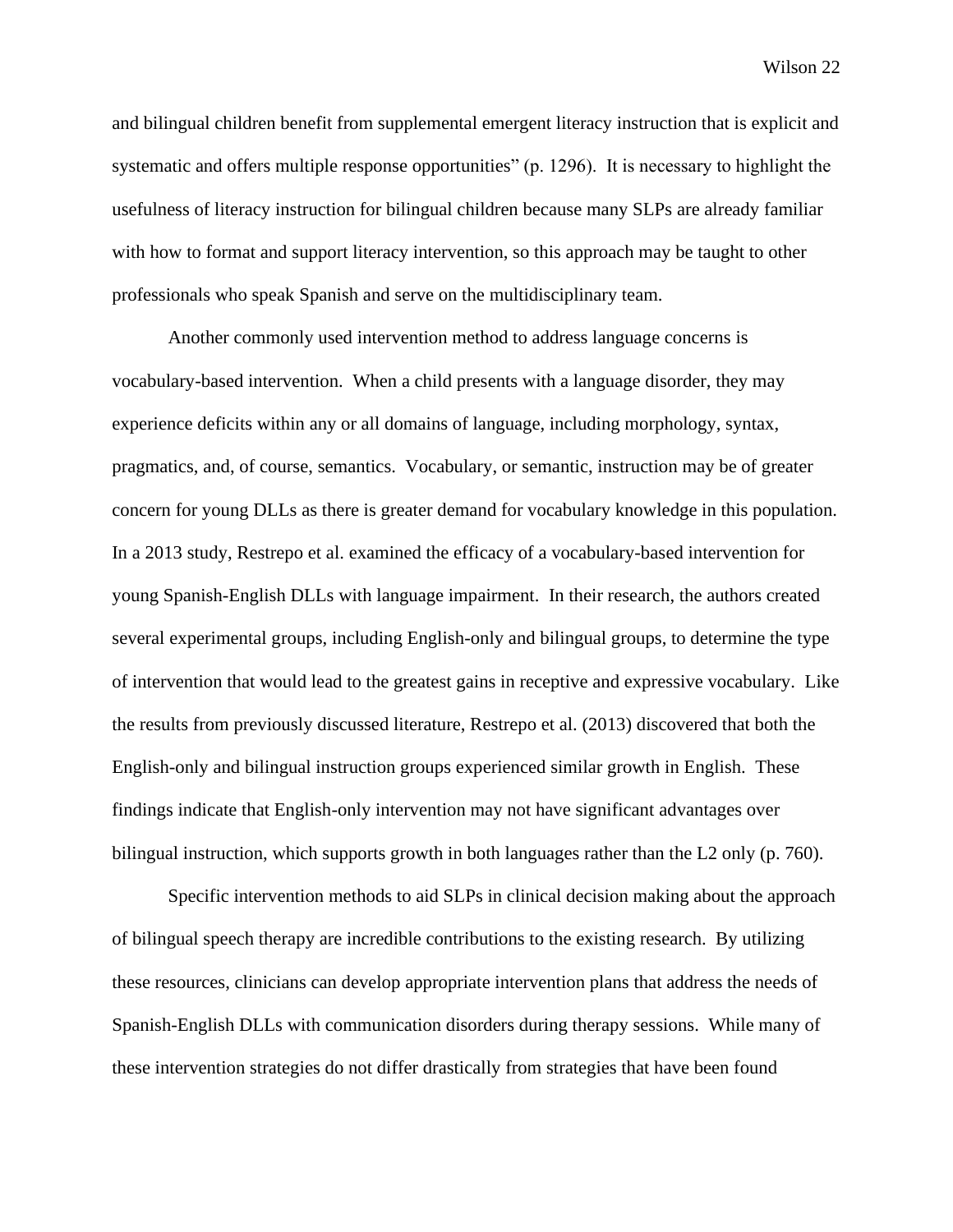and bilingual children benefit from supplemental emergent literacy instruction that is explicit and systematic and offers multiple response opportunities" (p. 1296). It is necessary to highlight the usefulness of literacy instruction for bilingual children because many SLPs are already familiar with how to format and support literacy intervention, so this approach may be taught to other professionals who speak Spanish and serve on the multidisciplinary team.

Another commonly used intervention method to address language concerns is vocabulary-based intervention. When a child presents with a language disorder, they may experience deficits within any or all domains of language, including morphology, syntax, pragmatics, and, of course, semantics. Vocabulary, or semantic, instruction may be of greater concern for young DLLs as there is greater demand for vocabulary knowledge in this population. In a 2013 study, Restrepo et al. examined the efficacy of a vocabulary-based intervention for young Spanish-English DLLs with language impairment. In their research, the authors created several experimental groups, including English-only and bilingual groups, to determine the type of intervention that would lead to the greatest gains in receptive and expressive vocabulary. Like the results from previously discussed literature, Restrepo et al. (2013) discovered that both the English-only and bilingual instruction groups experienced similar growth in English. These findings indicate that English-only intervention may not have significant advantages over bilingual instruction, which supports growth in both languages rather than the L2 only (p. 760).

Specific intervention methods to aid SLPs in clinical decision making about the approach of bilingual speech therapy are incredible contributions to the existing research. By utilizing these resources, clinicians can develop appropriate intervention plans that address the needs of Spanish-English DLLs with communication disorders during therapy sessions. While many of these intervention strategies do not differ drastically from strategies that have been found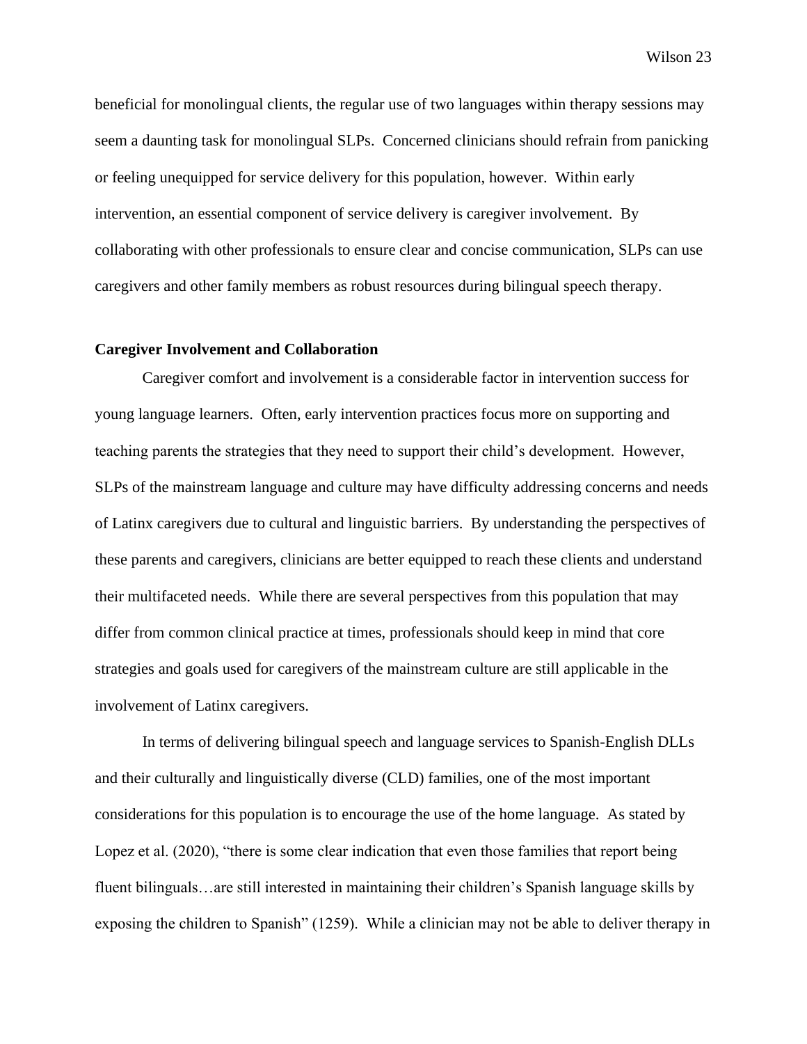beneficial for monolingual clients, the regular use of two languages within therapy sessions may seem a daunting task for monolingual SLPs. Concerned clinicians should refrain from panicking or feeling unequipped for service delivery for this population, however. Within early intervention, an essential component of service delivery is caregiver involvement. By collaborating with other professionals to ensure clear and concise communication, SLPs can use caregivers and other family members as robust resources during bilingual speech therapy.

**Caregiver Involvement and Collaboration**

Caregiver comfort and involvement is a considerable factor in intervention success for young language learners. Often, early intervention practices focus more on supporting and teaching parents the strategies that they need to support their child's development. However, SLPs of the mainstream language and culture may have difficulty addressing concerns and needs of Latinx caregivers due to cultural and linguistic barriers. By understanding the perspectives of these parents and caregivers, clinicians are better equipped to reach these clients and understand their multifaceted needs. While there are several perspectives from this population that may differ from common clinical practice at times, professionals should keep in mind that core strategies and goals used for caregivers of the mainstream culture are still applicable in the involvement of Latinx caregivers.

In terms of delivering bilingual speech and language services to Spanish-English DLLs and their culturally and linguistically diverse (CLD) families, one of the most important considerations for this population is to encourage the use of the home language. As stated by Lopez et al. (2020), "there is some clear indication that even those families that report being fluent bilinguals…are still interested in maintaining their children's Spanish language skills by exposing the children to Spanish" (1259). While a clinician may not be able to deliver therapy in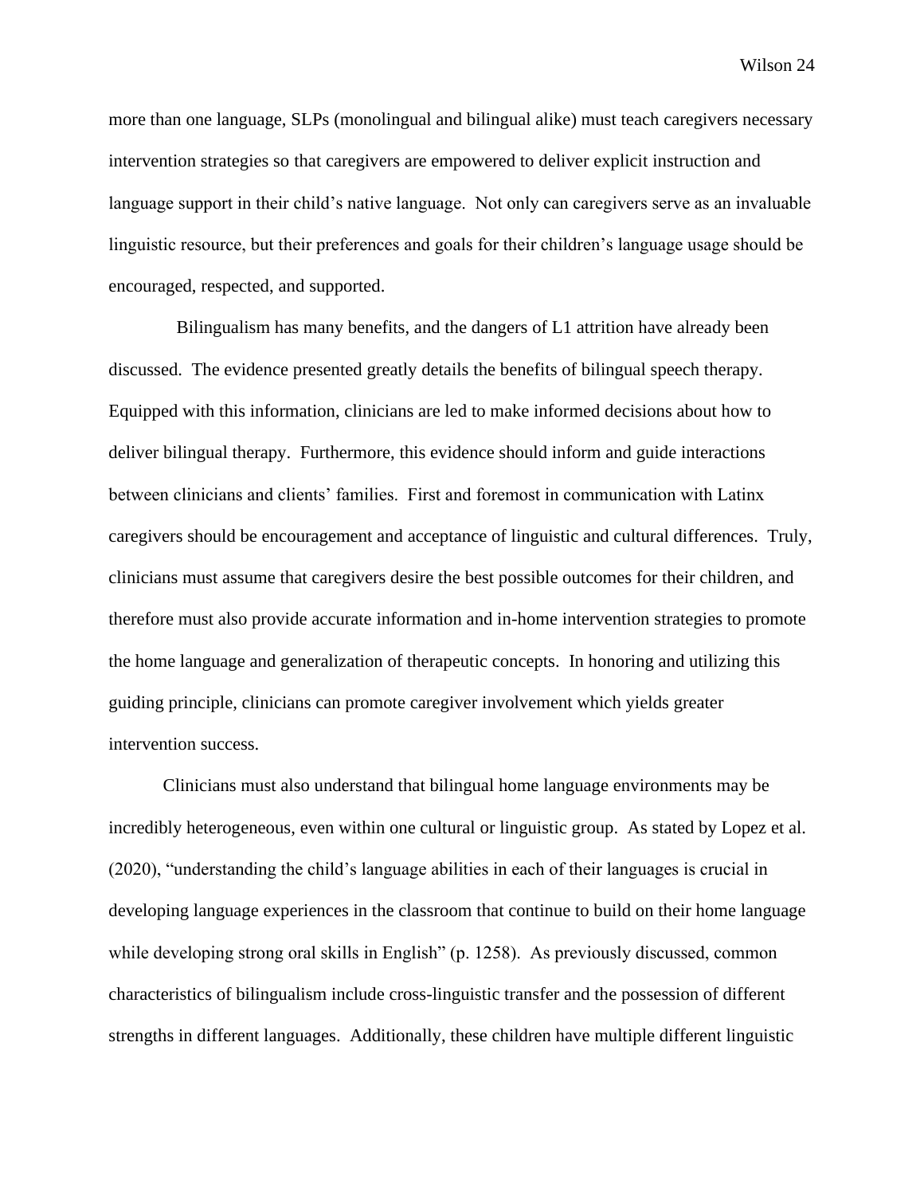more than one language, SLPs (monolingual and bilingual alike) must teach caregivers necessary intervention strategies so that caregivers are empowered to deliver explicit instruction and language support in their child's native language. Not only can caregivers serve as an invaluable linguistic resource, but their preferences and goals for their children's language usage should be encouraged, respected, and supported.

Bilingualism has many benefits, and the dangers of L1 attrition have already been discussed. The evidence presented greatly details the benefits of bilingual speech therapy. Equipped with this information, clinicians are led to make informed decisions about how to deliver bilingual therapy. Furthermore, this evidence should inform and guide interactions between clinicians and clients' families. First and foremost in communication with Latinx caregivers should be encouragement and acceptance of linguistic and cultural differences. Truly, clinicians must assume that caregivers desire the best possible outcomes for their children, and therefore must also provide accurate information and in-home intervention strategies to promote the home language and generalization of therapeutic concepts. In honoring and utilizing this guiding principle, clinicians can promote caregiver involvement which yields greater intervention success.

Clinicians must also understand that bilingual home language environments may be incredibly heterogeneous, even within one cultural or linguistic group. As stated by Lopez et al. (2020), "understanding the child's language abilities in each of their languages is crucial in developing language experiences in the classroom that continue to build on their home language while developing strong oral skills in English" (p. 1258). As previously discussed, common characteristics of bilingualism include cross-linguistic transfer and the possession of different strengths in different languages. Additionally, these children have multiple different linguistic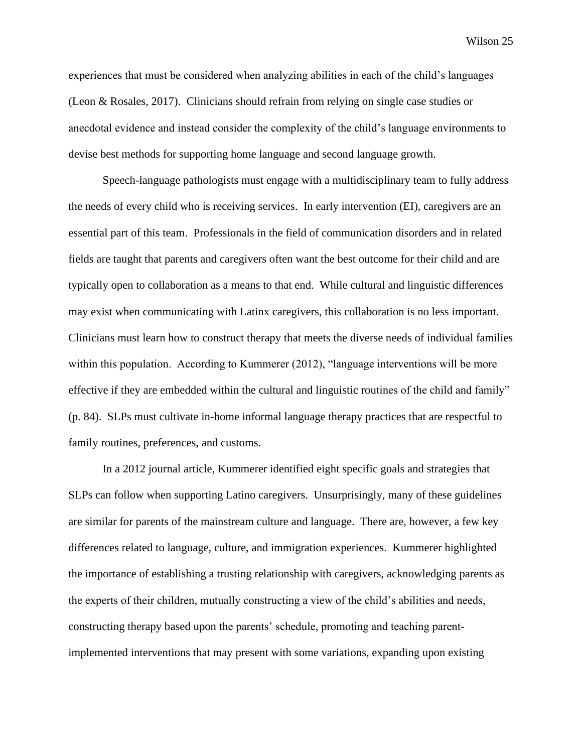experiences that must be considered when analyzing abilities in each of the child's languages (Leon & Rosales, 2017). Clinicians should refrain from relying on single case studies or anecdotal evidence and instead consider the complexity of the child's language environments to devise best methods for supporting home language and second language growth.

Speech-language pathologists must engage with a multidisciplinary team to fully address the needs of every child who is receiving services. In early intervention (EI), caregivers are an essential part of this team. Professionals in the field of communication disorders and in related fields are taught that parents and caregivers often want the best outcome for their child and are typically open to collaboration as a means to that end. While cultural and linguistic differences may exist when communicating with Latinx caregivers, this collaboration is no less important. Clinicians must learn how to construct therapy that meets the diverse needs of individual families within this population. According to Kummerer (2012), "language interventions will be more effective if they are embedded within the cultural and linguistic routines of the child and family" (p. 84). SLPs must cultivate in-home informal language therapy practices that are respectful to family routines, preferences, and customs.

In a 2012 journal article, Kummerer identified eight specific goals and strategies that SLPs can follow when supporting Latino caregivers. Unsurprisingly, many of these guidelines are similar for parents of the mainstream culture and language. There are, however, a few key differences related to language, culture, and immigration experiences. Kummerer highlighted the importance of establishing a trusting relationship with caregivers, acknowledging parents as the experts of their children, mutually constructing a view of the child's abilities and needs, constructing therapy based upon the parents' schedule, promoting and teaching parent-implemented interventions that may present with some variations, expanding upon existing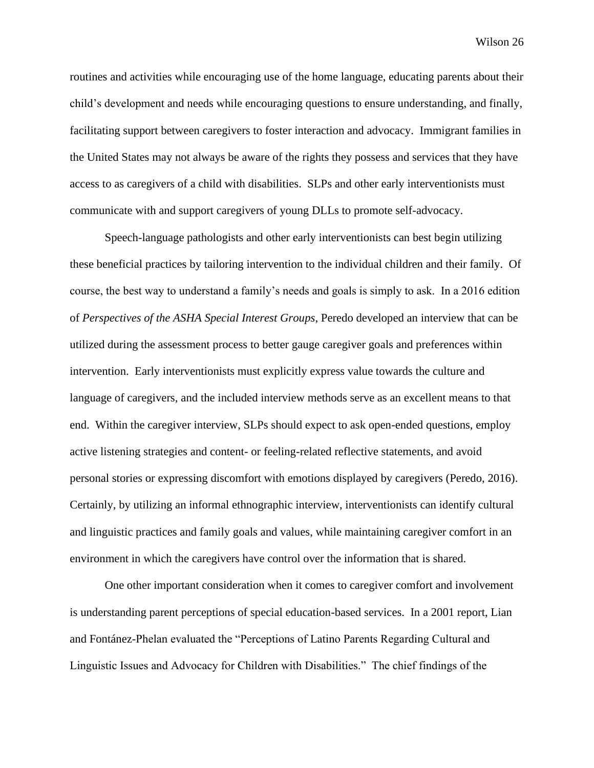routines and activities while encouraging use of the home language, educating parents about their child's development and needs while encouraging questions to ensure understanding, and finally, facilitating support between caregivers to foster interaction and advocacy. Immigrant families in the United States may not always be aware of the rights they possess and services that they have access to as caregivers of a child with disabilities. SLPs and other early interventionists must communicate with and support caregivers of young DLLs to promote self-advocacy.

Speech-language pathologists and other early interventionists can best begin utilizing these beneficial practices by tailoring intervention to the individual children and their family. Of course, the best way to understand a family's needs and goals is simply to ask. In a 2016 edition of *Perspectives of the ASHA Special Interest Groups*, Peredo developed an interview that can be utilized during the assessment process to better gauge caregiver goals and preferences within intervention. Early interventionists must explicitly express value towards the culture and language of caregivers, and the included interview methods serve as an excellent means to that end. Within the caregiver interview, SLPs should expect to ask open-ended questions, employ active listening strategies and content- or feeling-related reflective statements, and avoid personal stories or expressing discomfort with emotions displayed by caregivers (Peredo, 2016). Certainly, by utilizing an informal ethnographic interview, interventionists can identify cultural and linguistic practices and family goals and values, while maintaining caregiver comfort in an environment in which the caregivers have control over the information that is shared.

One other important consideration when it comes to caregiver comfort and involvement is understanding parent perceptions of special education-based services. In a 2001 report, Lian and Fontánez-Phelan evaluated the "Perceptions of Latino Parents Regarding Cultural and Linguistic Issues and Advocacy for Children with Disabilities." The chief findings of the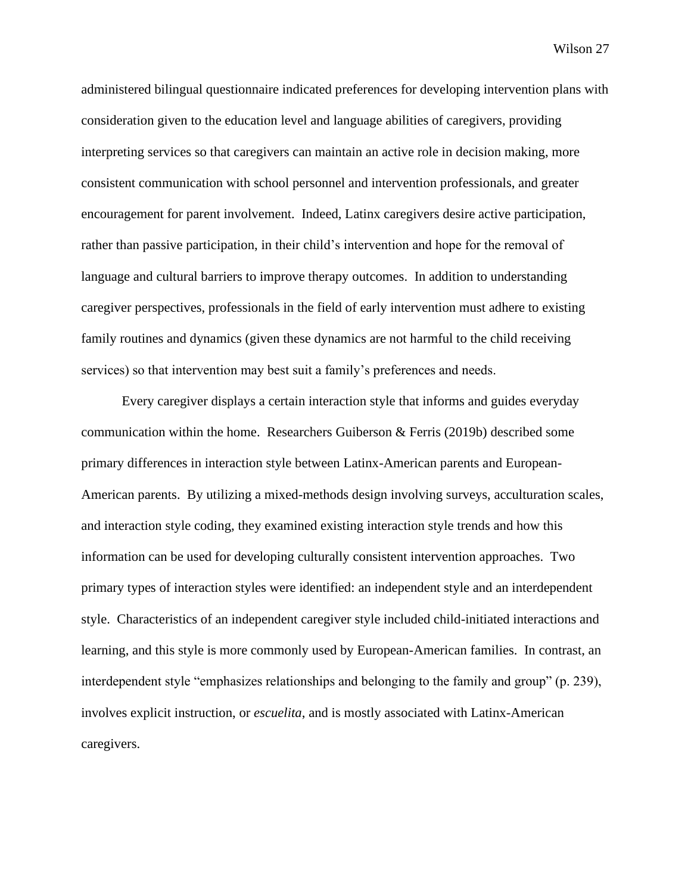administered bilingual questionnaire indicated preferences for developing intervention plans with consideration given to the education level and language abilities of caregivers, providing interpreting services so that caregivers can maintain an active role in decision making, more consistent communication with school personnel and intervention professionals, and greater encouragement for parent involvement. Indeed, Latinx caregivers desire active participation, rather than passive participation, in their child's intervention and hope for the removal of language and cultural barriers to improve therapy outcomes. In addition to understanding caregiver perspectives, professionals in the field of early intervention must adhere to existing family routines and dynamics (given these dynamics are not harmful to the child receiving services) so that intervention may best suit a family's preferences and needs.

Every caregiver displays a certain interaction style that informs and guides everyday communication within the home. Researchers Guiberson & Ferris (2019b) described some primary differences in interaction style between Latinx-American parents and European-American parents. By utilizing a mixed-methods design involving surveys, acculturation scales, and interaction style coding, they examined existing interaction style trends and how this information can be used for developing culturally consistent intervention approaches. Two primary types of interaction styles were identified: an independent style and an interdependent style. Characteristics of an independent caregiver style included child-initiated interactions and learning, and this style is more commonly used by European-American families. In contrast, an interdependent style "emphasizes relationships and belonging to the family and group" (p. 239), involves explicit instruction, or *escuelita*, and is mostly associated with Latinx-American caregivers.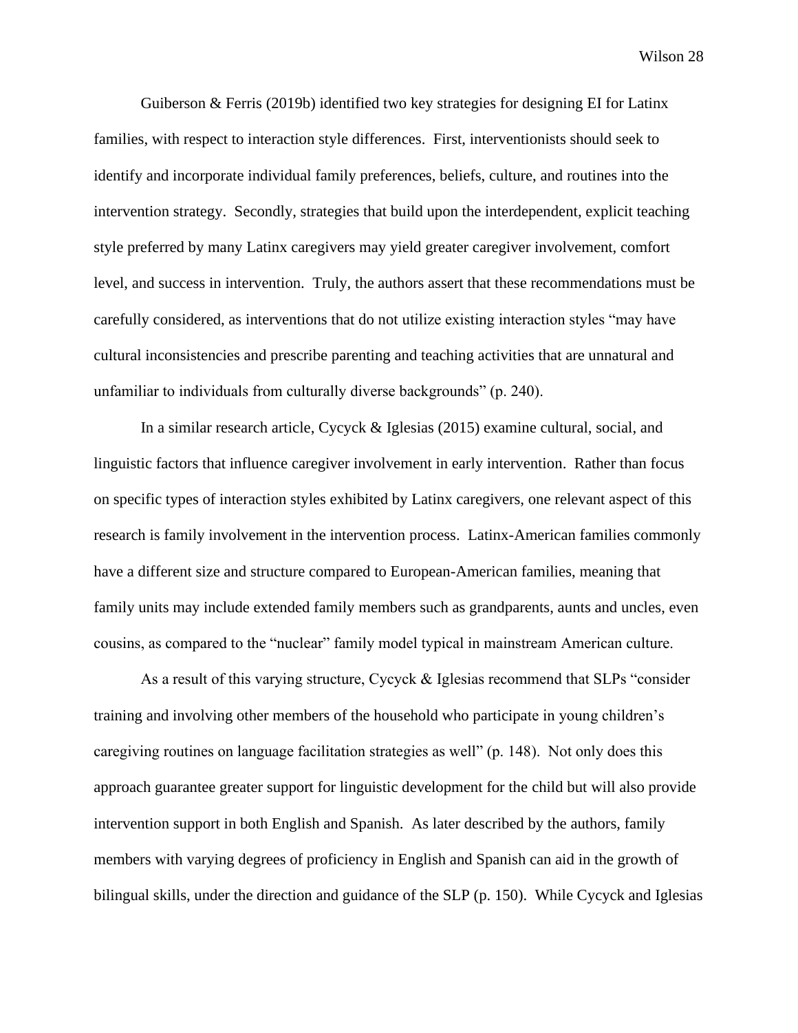Guiberson & Ferris (2019b) identified two key strategies for designing EI for Latinx families, with respect to interaction style differences. First, interventionists should seek to identify and incorporate individual family preferences, beliefs, culture, and routines into the intervention strategy. Secondly, strategies that build upon the interdependent, explicit teaching style preferred by many Latinx caregivers may yield greater caregiver involvement, comfort level, and success in intervention. Truly, the authors assert that these recommendations must be carefully considered, as interventions that do not utilize existing interaction styles "may have cultural inconsistencies and prescribe parenting and teaching activities that are unnatural and unfamiliar to individuals from culturally diverse backgrounds" (p. 240).

In a similar research article, Cycyck & Iglesias (2015) examine cultural, social, and linguistic factors that influence caregiver involvement in early intervention. Rather than focus on specific types of interaction styles exhibited by Latinx caregivers, one relevant aspect of this research is family involvement in the intervention process. Latinx-American families commonly have a different size and structure compared to European-American families, meaning that family units may include extended family members such as grandparents, aunts and uncles, even cousins, as compared to the "nuclear" family model typical in mainstream American culture.

As a result of this varying structure, Cycyck & Iglesias recommend that SLPs "consider training and involving other members of the household who participate in young children's caregiving routines on language facilitation strategies as well" (p. 148). Not only does this approach guarantee greater support for linguistic development for the child but will also provide intervention support in both English and Spanish. As later described by the authors, family members with varying degrees of proficiency in English and Spanish can aid in the growth of bilingual skills, under the direction and guidance of the SLP (p. 150). While Cycyck and Iglesias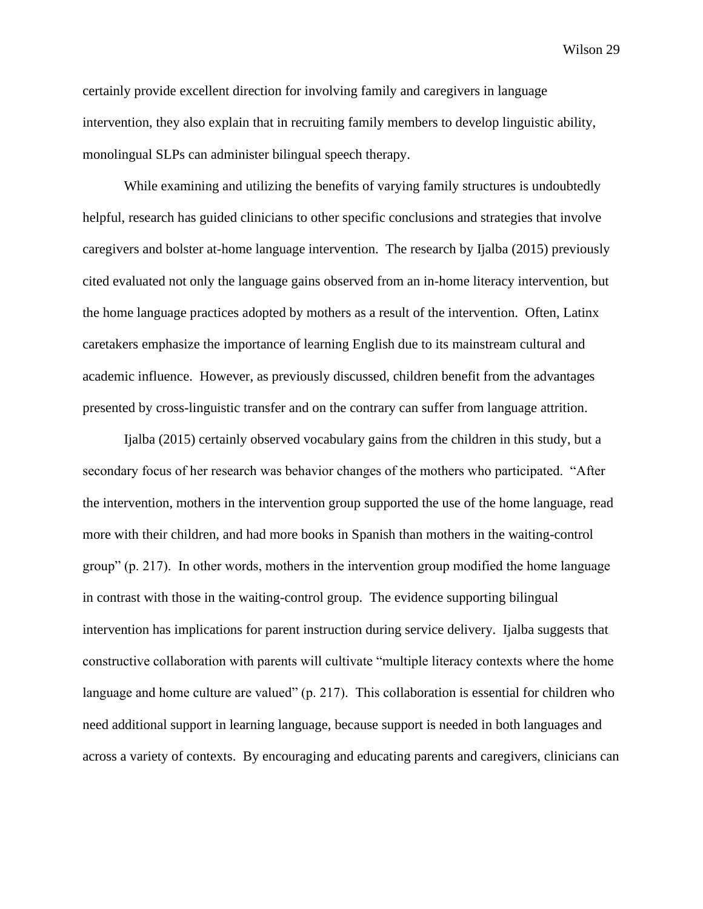certainly provide excellent direction for involving family and caregivers in language intervention, they also explain that in recruiting family members to develop linguistic ability, monolingual SLPs can administer bilingual speech therapy.

While examining and utilizing the benefits of varying family structures is undoubtedly helpful, research has guided clinicians to other specific conclusions and strategies that involve caregivers and bolster at-home language intervention. The research by Ijalba (2015) previously cited evaluated not only the language gains observed from an in-home literacy intervention, but the home language practices adopted by mothers as a result of the intervention. Often, Latinx caretakers emphasize the importance of learning English due to its mainstream cultural and academic influence. However, as previously discussed, children benefit from the advantages presented by cross-linguistic transfer and on the contrary can suffer from language attrition.

Ijalba (2015) certainly observed vocabulary gains from the children in this study, but a secondary focus of her research was behavior changes of the mothers who participated. "After the intervention, mothers in the intervention group supported the use of the home language, read more with their children, and had more books in Spanish than mothers in the waiting-control group" (p. 217). In other words, mothers in the intervention group modified the home language in contrast with those in the waiting-control group. The evidence supporting bilingual intervention has implications for parent instruction during service delivery. Ijalba suggests that constructive collaboration with parents will cultivate "multiple literacy contexts where the home language and home culture are valued" (p. 217). This collaboration is essential for children who need additional support in learning language, because support is needed in both languages and across a variety of contexts. By encouraging and educating parents and caregivers, clinicians can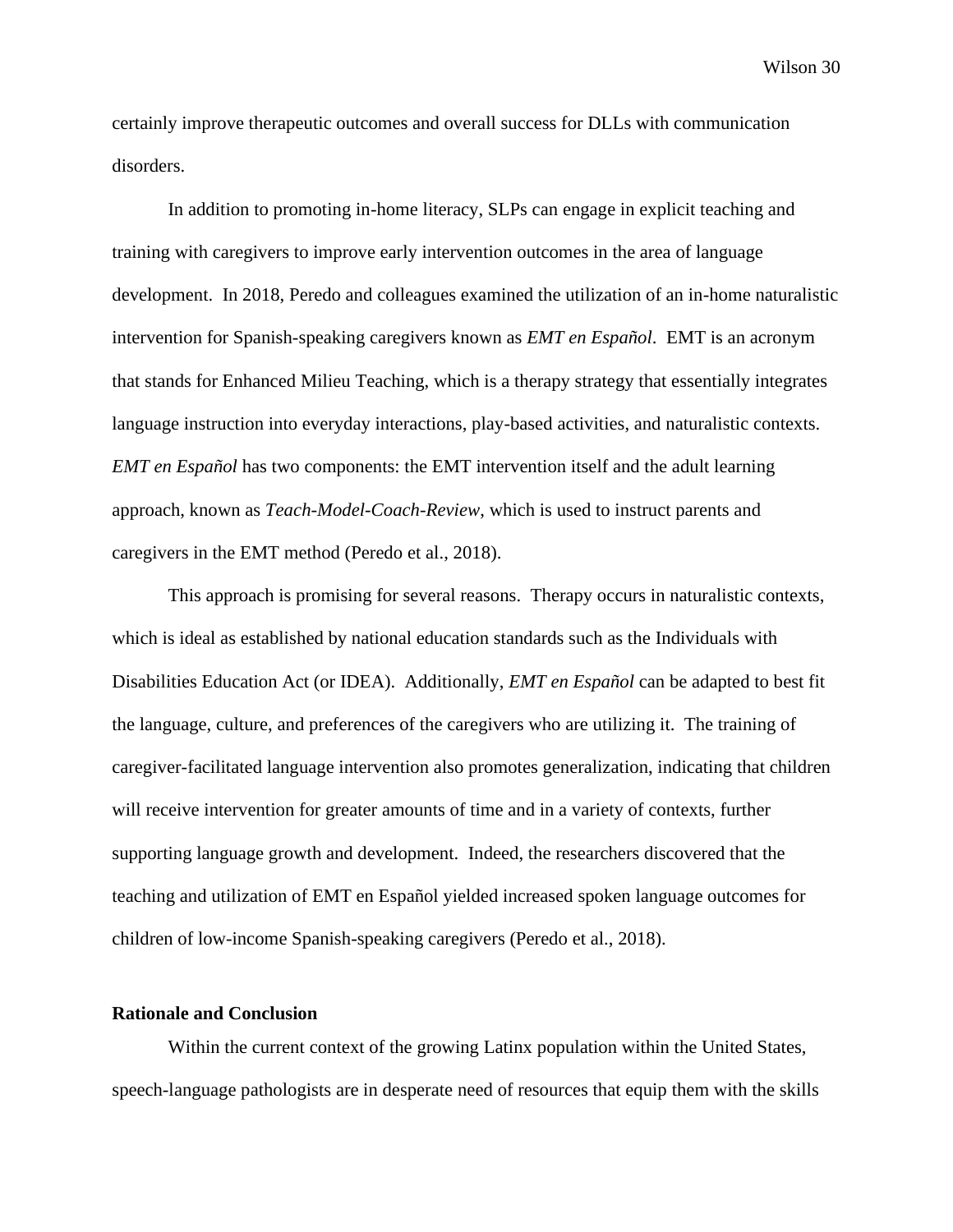certainly improve therapeutic outcomes and overall success for DLLs with communication disorders.

In addition to promoting in-home literacy, SLPs can engage in explicit teaching and training with caregivers to improve early intervention outcomes in the area of language development. In 2018, Peredo and colleagues examined the utilization of an in-home naturalistic intervention for Spanish-speaking caregivers known as *EMT en Español*. EMT is an acronym that stands for Enhanced Milieu Teaching, which is a therapy strategy that essentially integrates language instruction into everyday interactions, play-based activities, and naturalistic contexts. *EMT en Español* has two components: the EMT intervention itself and the adult learning approach, known as *Teach-Model-Coach-Review*, which is used to instruct parents and caregivers in the EMT method (Peredo et al., 2018).

This approach is promising for several reasons. Therapy occurs in naturalistic contexts, which is ideal as established by national education standards such as the Individuals with Disabilities Education Act (or IDEA). Additionally, *EMT en Español* can be adapted to best fit the language, culture, and preferences of the caregivers who are utilizing it. The training of caregiver-facilitated language intervention also promotes generalization, indicating that children will receive intervention for greater amounts of time and in a variety of contexts, further supporting language growth and development. Indeed, the researchers discovered that the teaching and utilization of EMT en Español yielded increased spoken language outcomes for children of low-income Spanish-speaking caregivers (Peredo et al., 2018).

**Rationale and Conclusion**

Within the current context of the growing Latinx population within the United States, speech-language pathologists are in desperate need of resources that equip them with the skills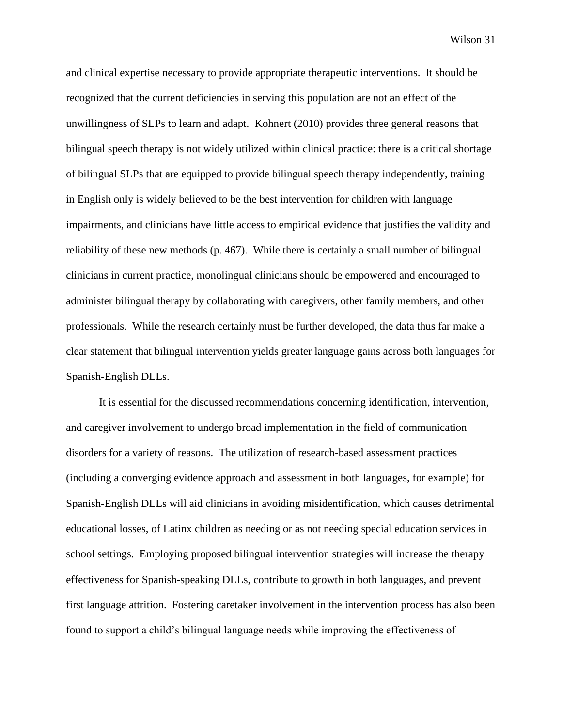and clinical expertise necessary to provide appropriate therapeutic interventions. It should be recognized that the current deficiencies in serving this population are not an effect of the unwillingness of SLPs to learn and adapt. Kohnert (2010) provides three general reasons that bilingual speech therapy is not widely utilized within clinical practice: there is a critical shortage of bilingual SLPs that are equipped to provide bilingual speech therapy independently, training in English only is widely believed to be the best intervention for children with language impairments, and clinicians have little access to empirical evidence that justifies the validity and reliability of these new methods (p. 467). While there is certainly a small number of bilingual clinicians in current practice, monolingual clinicians should be empowered and encouraged to administer bilingual therapy by collaborating with caregivers, other family members, and other professionals. While the research certainly must be further developed, the data thus far make a clear statement that bilingual intervention yields greater language gains across both languages for Spanish-English DLLs.

It is essential for the discussed recommendations concerning identification, intervention, and caregiver involvement to undergo broad implementation in the field of communication disorders for a variety of reasons. The utilization of research-based assessment practices (including a converging evidence approach and assessment in both languages, for example) for Spanish-English DLLs will aid clinicians in avoiding misidentification, which causes detrimental educational losses, of Latinx children as needing or as not needing special education services in school settings. Employing proposed bilingual intervention strategies will increase the therapy effectiveness for Spanish-speaking DLLs, contribute to growth in both languages, and prevent first language attrition. Fostering caretaker involvement in the intervention process has also been found to support a child's bilingual language needs while improving the effectiveness of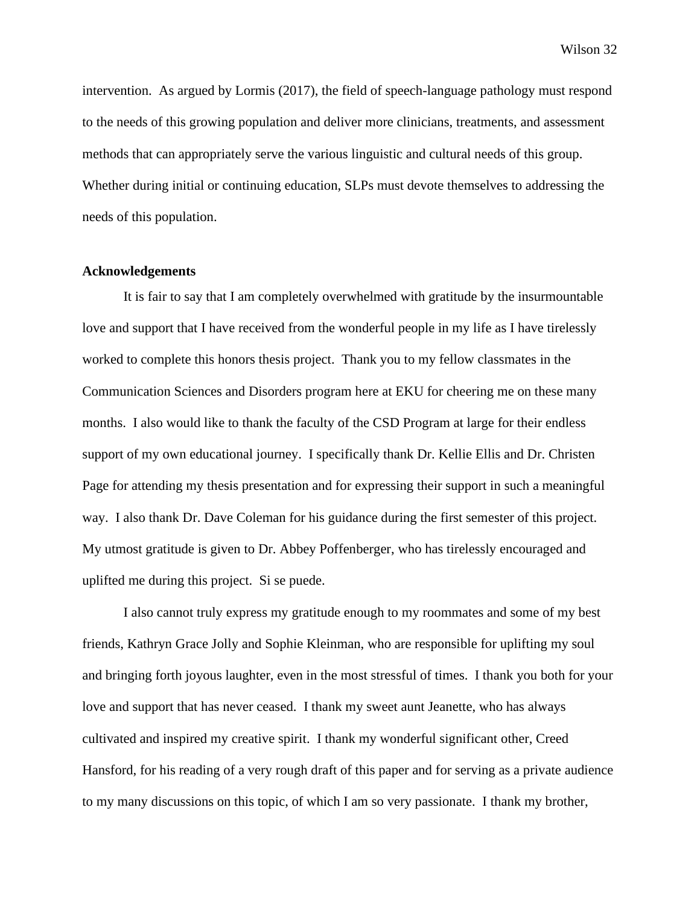intervention. As argued by Lormis (2017), the field of speech-language pathology must respond to the needs of this growing population and deliver more clinicians, treatments, and assessment methods that can appropriately serve the various linguistic and cultural needs of this group. Whether during initial or continuing education, SLPs must devote themselves to addressing the needs of this population.

**Acknowledgements**

It is fair to say that I am completely overwhelmed with gratitude by the insurmountable love and support that I have received from the wonderful people in my life as I have tirelessly worked to complete this honors thesis project. Thank you to my fellow classmates in the Communication Sciences and Disorders program here at EKU for cheering me on these many months. I also would like to thank the faculty of the CSD Program at large for their endless support of my own educational journey. I specifically thank Dr. Kellie Ellis and Dr. Christen Page for attending my thesis presentation and for expressing their support in such a meaningful way. I also thank Dr. Dave Coleman for his guidance during the first semester of this project. My utmost gratitude is given to Dr. Abbey Poffenberger, who has tirelessly encouraged and uplifted me during this project. Si se puede.

I also cannot truly express my gratitude enough to my roommates and some of my best friends, Kathryn Grace Jolly and Sophie Kleinman, who are responsible for uplifting my soul and bringing forth joyous laughter, even in the most stressful of times. I thank you both for your love and support that has never ceased. I thank my sweet aunt Jeanette, who has always cultivated and inspired my creative spirit. I thank my wonderful significant other, Creed Hansford, for his reading of a very rough draft of this paper and for serving as a private audience to my many discussions on this topic, of which I am so very passionate. I thank my brother,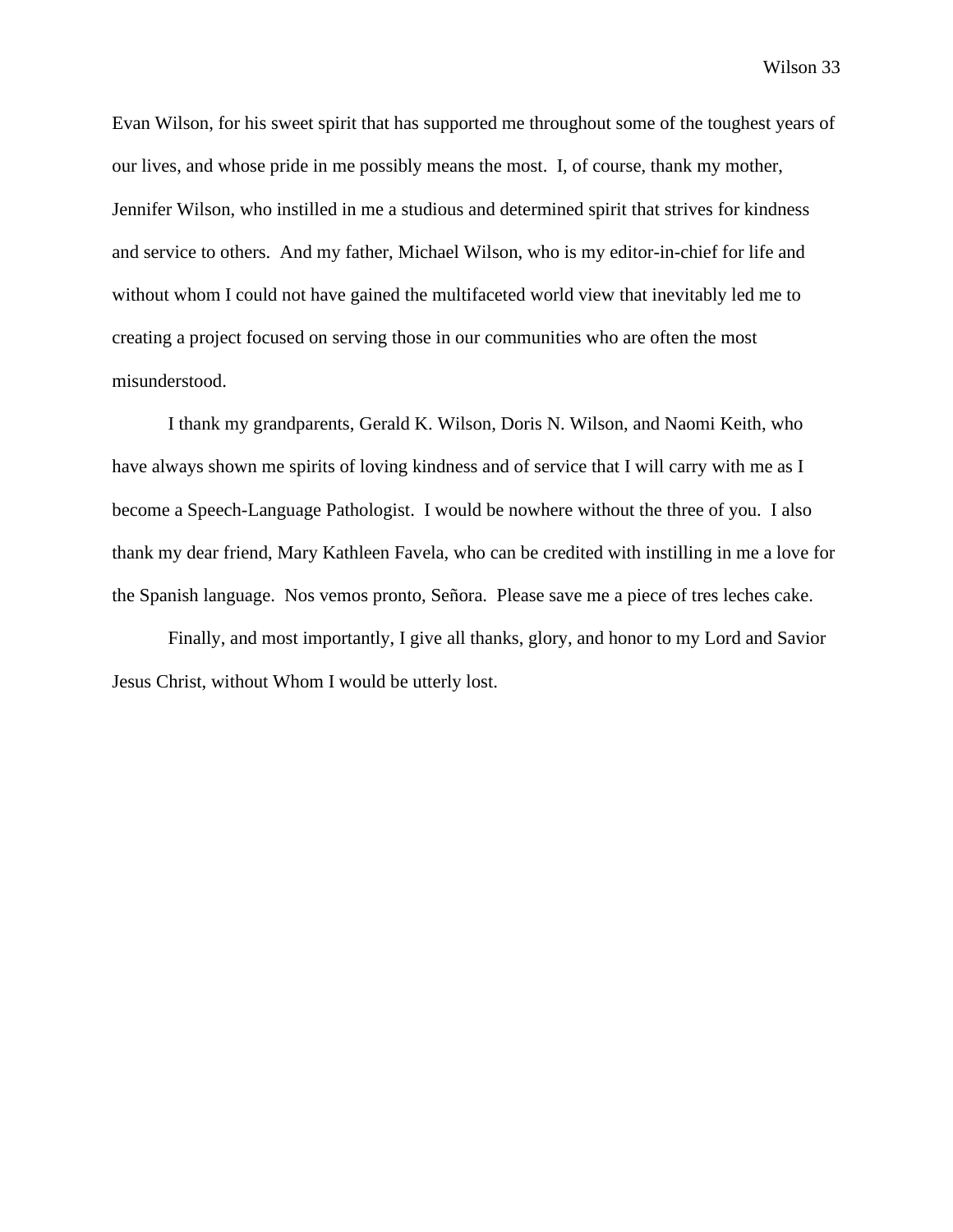Evan Wilson, for his sweet spirit that has supported me throughout some of the toughest years of our lives, and whose pride in me possibly means the most. I, of course, thank my mother, Jennifer Wilson, who instilled in me a studious and determined spirit that strives for kindness and service to others. And my father, Michael Wilson, who is my editor-in-chief for life and without whom I could not have gained the multifaceted world view that inevitably led me to creating a project focused on serving those in our communities who are often the most misunderstood.

I thank my grandparents, Gerald K. Wilson, Doris N. Wilson, and Naomi Keith, who have always shown me spirits of loving kindness and of service that I will carry with me as I become a Speech-Language Pathologist. I would be nowhere without the three of you. I also thank my dear friend, Mary Kathleen Favela, who can be credited with instilling in me a love for the Spanish language. Nos vemos pronto, Señora. Please save me a piece of tres leches cake.

Finally, and most importantly, I give all thanks, glory, and honor to my Lord and Savior Jesus Christ, without Whom I would be utterly lost.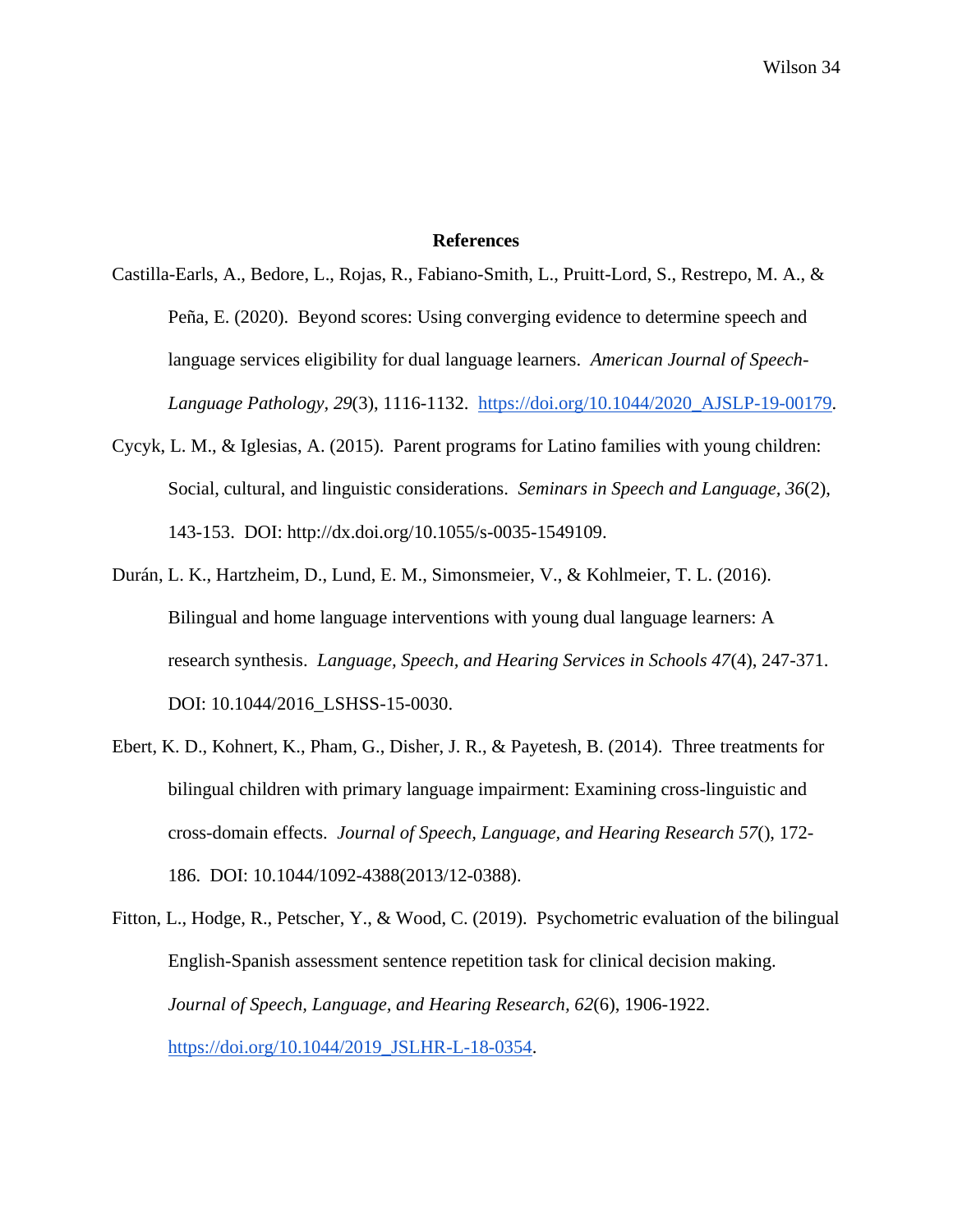## References

Castilla-Earls, A., Bedore, L., Rojas, R., Fabiano-Smith, L., Pruitt-Lord, S., Restrepo, M. A., & Peña, E. (2020). Beyond scores: Using converging evidence to determine speech and language services eligibility for dual language learners. *American Journal of Speech-Language Pathology, 29*(3), 1116-1132. https://doi.org/10.1044/2020_AJSLP-19-00179.

Cycyk, L. M., & Iglesias, A. (2015). Parent programs for Latino families with young children: Social, cultural, and linguistic considerations. *Seminars in Speech and Language, 36*(2), 143-153. DOI: http://dx.doi.org/10.1055/s-0035-1549109.

Durán, L. K., Hartzheim, D., Lund, E. M., Simonsmeier, V., & Kohlmeier, T. L. (2016). Bilingual and home language interventions with young dual language learners: A research synthesis. *Language, Speech, and Hearing Services in Schools 47*(4), 247-371. DOI: 10.1044/2016_LSHSS-15-0030.

Ebert, K. D., Kohnert, K., Pham, G., Disher, J. R., & Payetesh, B. (2014). Three treatments for bilingual children with primary language impairment: Examining cross-linguistic and cross-domain effects. *Journal of Speech, Language, and Hearing Research 57*(), 172-186. DOI: 10.1044/1092-4388(2013/12-0388).

Fitton, L., Hodge, R., Petscher, Y., & Wood, C. (2019). Psychometric evaluation of the bilingual English-Spanish assessment sentence repetition task for clinical decision making. *Journal of Speech, Language, and Hearing Research, 62*(6), 1906-1922. https://doi.org/10.1044/2019_JSLHR-L-18-0354.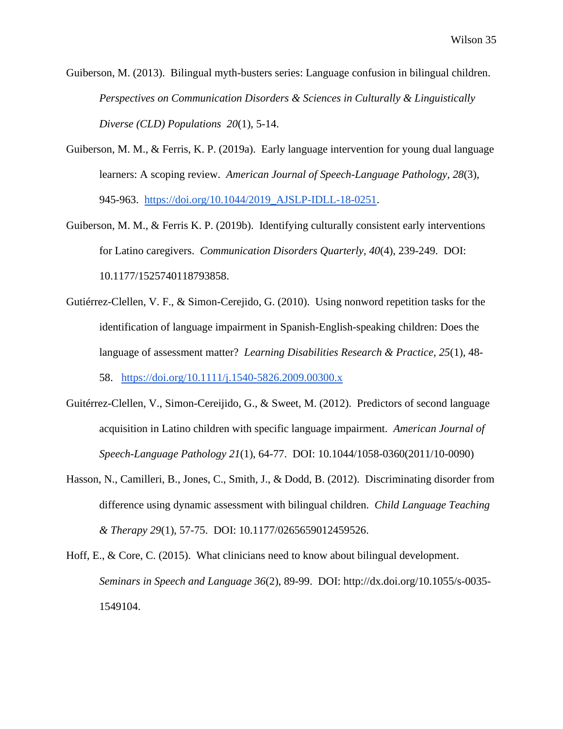Guiberson, M. (2013). Bilingual myth-busters series: Language confusion in bilingual children. *Perspectives on Communication Disorders & Sciences in Culturally & Linguistically Diverse (CLD) Populations 20*(1), 5-14.

Guiberson, M. M., & Ferris, K. P. (2019a). Early language intervention for young dual language learners: A scoping review. *American Journal of Speech-Language Pathology, 28*(3), 945-963. https://doi.org/10.1044/2019_AJSLP-IDLL-18-0251.

Guiberson, M. M., & Ferris K. P. (2019b). Identifying culturally consistent early interventions for Latino caregivers. *Communication Disorders Quarterly, 40*(4), 239-249. DOI: 10.1177/1525740118793858.

Gutiérrez-Clellen, V. F., & Simon-Cerejido, G. (2010). Using nonword repetition tasks for the identification of language impairment in Spanish-English-speaking children: Does the language of assessment matter? *Learning Disabilities Research & Practice, 25*(1), 48-58. https://doi.org/10.1111/j.1540-5826.2009.00300.x

Guitérrez-Clellen, V., Simon-Cereijido, G., & Sweet, M. (2012). Predictors of second language acquisition in Latino children with specific language impairment. *American Journal of Speech-Language Pathology 21*(1), 64-77. DOI: 10.1044/1058-0360(2011/10-0090)

Hasson, N., Camilleri, B., Jones, C., Smith, J., & Dodd, B. (2012). Discriminating disorder from difference using dynamic assessment with bilingual children. *Child Language Teaching & Therapy 29*(1), 57-75. DOI: 10.1177/0265659012459526.

Hoff, E., & Core, C. (2015). What clinicians need to know about bilingual development. *Seminars in Speech and Language 36*(2), 89-99. DOI: http://dx.doi.org/10.1055/s-0035-1549104.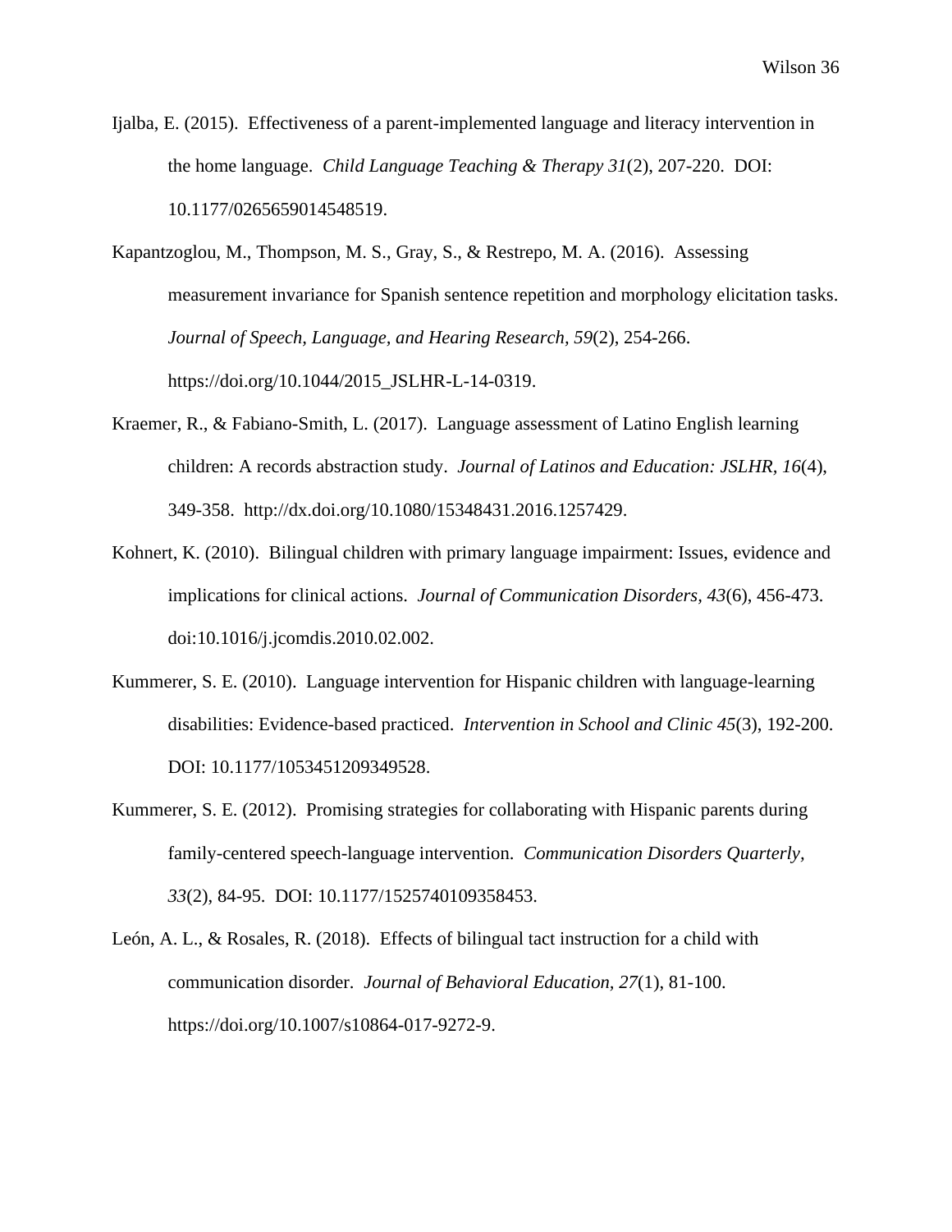Ijalba, E. (2015). Effectiveness of a parent-implemented language and literacy intervention in the home language. *Child Language Teaching & Therapy 31*(2), 207-220. DOI: 10.1177/0265659014548519.

Kapantzoglou, M., Thompson, M. S., Gray, S., & Restrepo, M. A. (2016). Assessing measurement invariance for Spanish sentence repetition and morphology elicitation tasks. *Journal of Speech, Language, and Hearing Research, 59*(2), 254-266. https://doi.org/10.1044/2015_JSLHR-L-14-0319.

Kraemer, R., & Fabiano-Smith, L. (2017). Language assessment of Latino English learning children: A records abstraction study. *Journal of Latinos and Education: JSLHR, 16*(4), 349-358. http://dx.doi.org/10.1080/15348431.2016.1257429.

Kohnert, K. (2010). Bilingual children with primary language impairment: Issues, evidence and implications for clinical actions. *Journal of Communication Disorders, 43*(6), 456-473. doi:10.1016/j.jcomdis.2010.02.002.

Kummerer, S. E. (2010). Language intervention for Hispanic children with language-learning disabilities: Evidence-based practiced. *Intervention in School and Clinic 45*(3), 192-200. DOI: 10.1177/1053451209349528.

Kummerer, S. E. (2012). Promising strategies for collaborating with Hispanic parents during family-centered speech-language intervention. *Communication Disorders Quarterly, 33*(2), 84-95. DOI: 10.1177/1525740109358453.

León, A. L., & Rosales, R. (2018). Effects of bilingual tact instruction for a child with communication disorder. *Journal of Behavioral Education, 27*(1), 81-100. https://doi.org/10.1007/s10864-017-9272-9.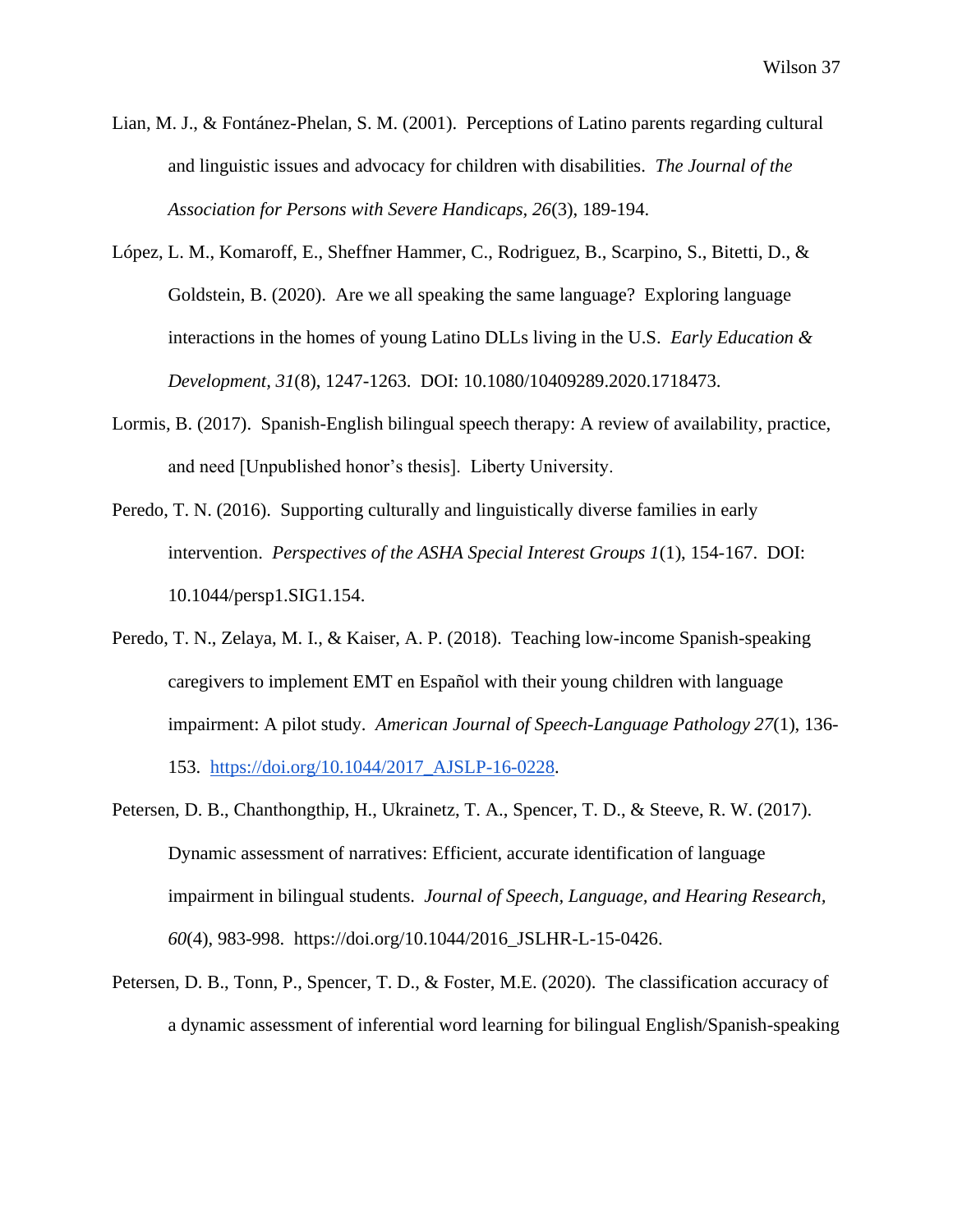Lian, M. J., & Fontánez-Phelan, S. M. (2001). Perceptions of Latino parents regarding cultural and linguistic issues and advocacy for children with disabilities. *The Journal of the Association for Persons with Severe Handicaps, 26*(3), 189-194.

López, L. M., Komaroff, E., Sheffner Hammer, C., Rodriguez, B., Scarpino, S., Bitetti, D., & Goldstein, B. (2020). Are we all speaking the same language? Exploring language interactions in the homes of young Latino DLLs living in the U.S. *Early Education & Development, 31*(8), 1247-1263. DOI: 10.1080/10409289.2020.1718473.

Lormis, B. (2017). Spanish-English bilingual speech therapy: A review of availability, practice, and need [Unpublished honor's thesis]. Liberty University.

Peredo, T. N. (2016). Supporting culturally and linguistically diverse families in early intervention. *Perspectives of the ASHA Special Interest Groups 1*(1), 154-167. DOI: 10.1044/persp1.SIG1.154.

Peredo, T. N., Zelaya, M. I., & Kaiser, A. P. (2018). Teaching low-income Spanish-speaking caregivers to implement EMT en Español with their young children with language impairment: A pilot study. *American Journal of Speech-Language Pathology 27*(1), 136-153. https://doi.org/10.1044/2017_AJSLP-16-0228.

Petersen, D. B., Chanthongthip, H., Ukrainetz, T. A., Spencer, T. D., & Steeve, R. W. (2017). Dynamic assessment of narratives: Efficient, accurate identification of language impairment in bilingual students. *Journal of Speech, Language, and Hearing Research, 60*(4), 983-998. https://doi.org/10.1044/2016_JSLHR-L-15-0426.

Petersen, D. B., Tonn, P., Spencer, T. D., & Foster, M.E. (2020). The classification accuracy of a dynamic assessment of inferential word learning for bilingual English/Spanish-speaking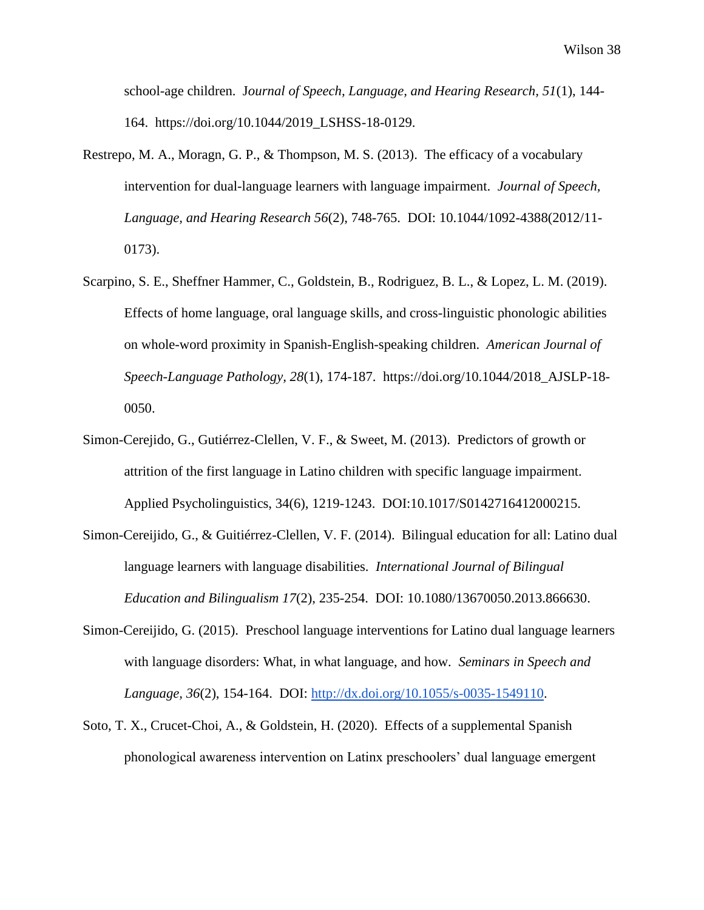school-age children. J*ournal of Speech, Language, and Hearing Research, 51*(1), 144-164. https://doi.org/10.1044/2019_LSHSS-18-0129.

Restrepo, M. A., Moragn, G. P., & Thompson, M. S. (2013). The efficacy of a vocabulary intervention for dual-language learners with language impairment. *Journal of Speech, Language, and Hearing Research 56*(2), 748-765. DOI: 10.1044/1092-4388(2012/11-0173).

Scarpino, S. E., Sheffner Hammer, C., Goldstein, B., Rodriguez, B. L., & Lopez, L. M. (2019). Effects of home language, oral language skills, and cross-linguistic phonologic abilities on whole-word proximity in Spanish-English-speaking children. *American Journal of Speech-Language Pathology, 28*(1), 174-187. https://doi.org/10.1044/2018_AJSLP-18-0050.

Simon-Cerejido, G., Gutiérrez-Clellen, V. F., & Sweet, M. (2013). Predictors of growth or attrition of the first language in Latino children with specific language impairment. Applied Psycholinguistics, 34(6), 1219-1243. DOI:10.1017/S0142716412000215.

Simon-Cereijido, G., & Guitiérrez-Clellen, V. F. (2014). Bilingual education for all: Latino dual language learners with language disabilities. *International Journal of Bilingual Education and Bilingualism 17*(2), 235-254. DOI: 10.1080/13670050.2013.866630.

Simon-Cereijido, G. (2015). Preschool language interventions for Latino dual language learners with language disorders: What, in what language, and how. *Seminars in Speech and Language, 36*(2), 154-164. DOI: http://dx.doi.org/10.1055/s-0035-1549110.

Soto, T. X., Crucet-Choi, A., & Goldstein, H. (2020). Effects of a supplemental Spanish phonological awareness intervention on Latinx preschoolers' dual language emergent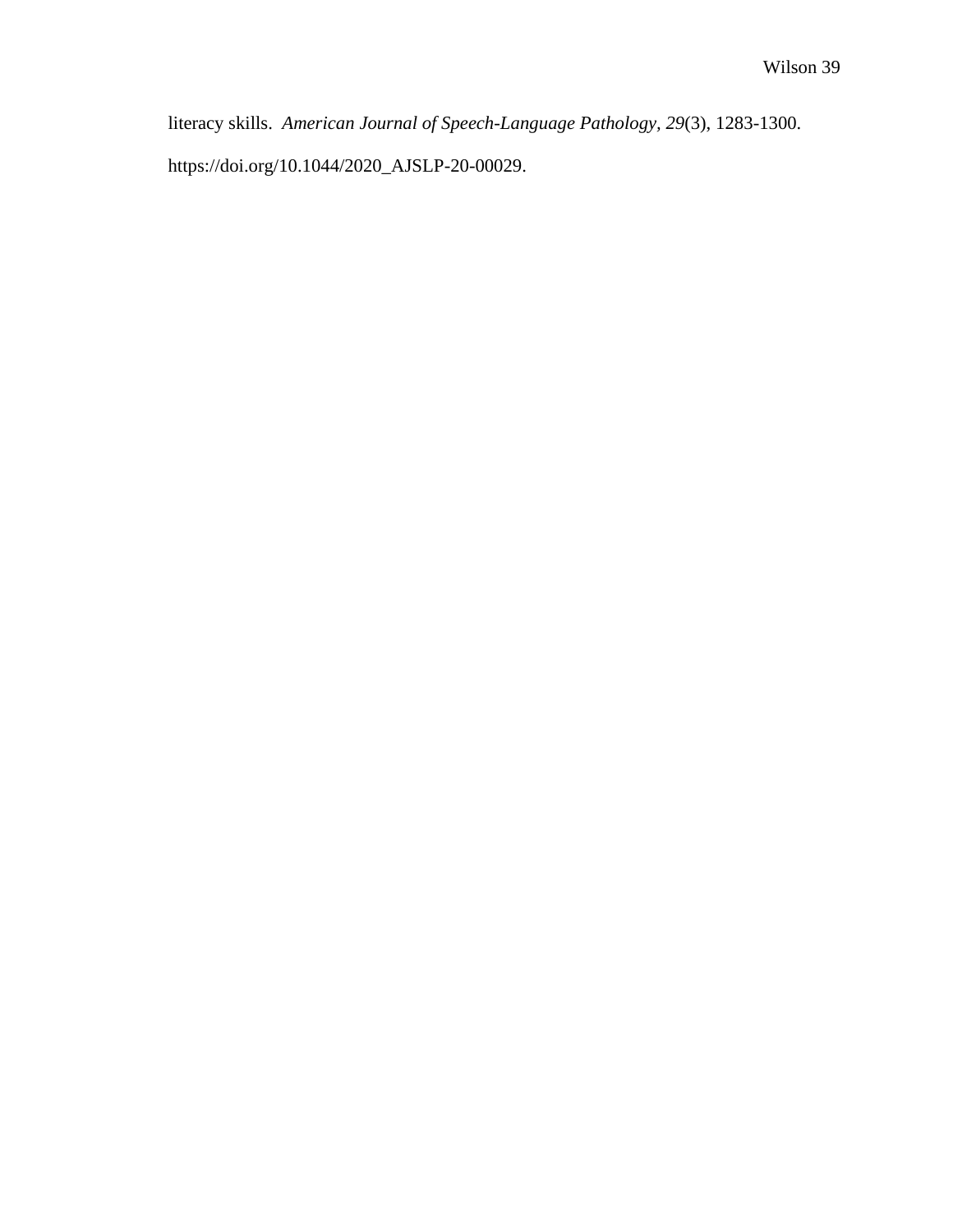literacy skills. *American Journal of Speech-Language Pathology, 29*(3), 1283-1300. https://doi.org/10.1044/2020_AJSLP-20-00029.